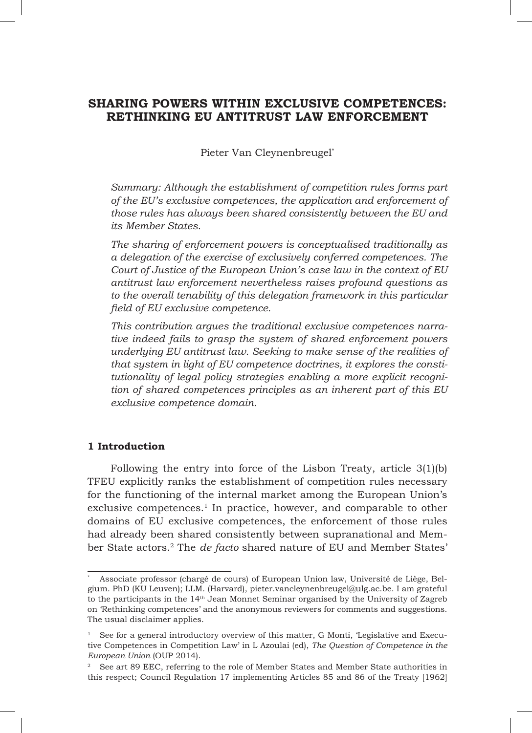# SHARING POWERS WITHIN EXCLUSIVE COMPETENCES: RETHINKING EU ANTITRUST LAW ENFORCEMENT

Pieter Van Cleynenbreugel*

*Summary: Although the establishment of competition rules forms part of the EU's exclusive competences, the application and enforcement of those rules has always been shared consistently between the EU and its Member States.*

*The sharing of enforcement powers is conceptualised traditionally as a delegation of the exercise of exclusively conferred competences. The Court of Justice of the European Union's case law in the context of EU antitrust law enforcement nevertheless raises profound questions as to the overall tenability of this delegation framework in this particular field of EU exclusive competence.*

*This contribution argues the traditional exclusive competences narrative indeed fails to grasp the system of shared enforcement powers underlying EU antitrust law. Seeking to make sense of the realities of that system in light of EU competence doctrines, it explores the constitutionality of legal policy strategies enabling a more explicit recognition of shared competences principles as an inherent part of this EU exclusive competence domain.*

## 1 Introduction

Following the entry into force of the Lisbon Treaty, article 3(1)(b) TFEU explicitly ranks the establishment of competition rules necessary for the functioning of the internal market among the European Union's exclusive competences.[1] In practice, however, and comparable to other domains of EU exclusive competences, the enforcement of those rules had already been shared consistently between supranational and Member State actors.[2] The *de facto* shared nature of EU and Member States'

---

\* Associate professor (chargé de cours) of European Union law, Université de Liège, Belgium. PhD (KU Leuven); LLM. (Harvard), pieter.vancleynenbreugel@ulg.ac.be. I am grateful to the participants in the 14th Jean Monnet Seminar organised by the University of Zagreb on 'Rethinking competences' and the anonymous reviewers for comments and suggestions. The usual disclaimer applies.

[1] See for a general introductory overview of this matter, G Monti, 'Legislative and Executive Competences in Competition Law' in L Azoulai (ed), *The Question of Competence in the European Union* (OUP 2014).

[2] See art 89 EEC, referring to the role of Member States and Member State authorities in this respect; Council Regulation 17 implementing Articles 85 and 86 of the Treaty [1962]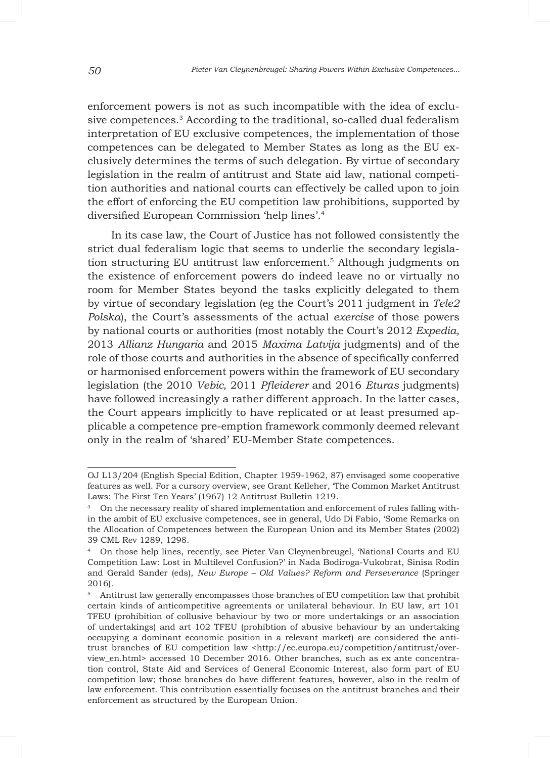enforcement powers is not as such incompatible with the idea of exclusive competences.[3] According to the traditional, so-called dual federalism interpretation of EU exclusive competences, the implementation of those competences can be delegated to Member States as long as the EU exclusively determines the terms of such delegation. By virtue of secondary legislation in the realm of antitrust and State aid law, national competition authorities and national courts can effectively be called upon to join the effort of enforcing the EU competition law prohibitions, supported by diversified European Commission 'help lines'.[4]

In its case law, the Court of Justice has not followed consistently the strict dual federalism logic that seems to underlie the secondary legislation structuring EU antitrust law enforcement.[5] Although judgments on the existence of enforcement powers do indeed leave no or virtually no room for Member States beyond the tasks explicitly delegated to them by virtue of secondary legislation (eg the Court's 2011 judgment in *Tele2 Polska*), the Court's assessments of the actual *exercise* of those powers by national courts or authorities (most notably the Court's 2012 *Expedia,* 2013 *Allianz Hungaria* and 2015 *Maxima Latvija* judgments) and of the role of those courts and authorities in the absence of specifically conferred or harmonised enforcement powers within the framework of EU secondary legislation (the 2010 *Vebic,* 2011 *Pfleiderer* and 2016 *Eturas* judgments) have followed increasingly a rather different approach. In the latter cases, the Court appears implicitly to have replicated or at least presumed applicable a competence pre-emption framework commonly deemed relevant only in the realm of 'shared' EU-Member State competences.

---

OJ L13/204 (English Special Edition, Chapter 1959-1962, 87) envisaged some cooperative features as well. For a cursory overview, see Grant Kelleher, 'The Common Market Antitrust Laws: The First Ten Years' (1967) 12 Antitrust Bulletin 1219.

[3] On the necessary reality of shared implementation and enforcement of rules falling within the ambit of EU exclusive competences, see in general, Udo Di Fabio, 'Some Remarks on the Allocation of Competences between the European Union and its Member States (2002) 39 CML Rev 1289, 1298.

[4] On those help lines, recently, see Pieter Van Cleynenbreugel, 'National Courts and EU Competition Law: Lost in Multilevel Confusion?' in Nada Bodiroga-Vukobrat, Sinisa Rodin and Gerald Sander (eds), *New Europe – Old Values? Reform and Perseverance* (Springer 2016).

[5] Antitrust law generally encompasses those branches of EU competition law that prohibit certain kinds of anticompetitive agreements or unilateral behaviour. In EU law, art 101 TFEU (prohibition of collusive behaviour by two or more undertakings or an association of undertakings) and art 102 TFEU (prohibtion of abusive behaviour by an undertaking occupying a dominant economic position in a relevant market) are considered the antitrust branches of EU competition law <http://ec.europa.eu/competition/antitrust/overview_en.html> accessed 10 December 2016. Other branches, such as ex ante concentration control, State Aid and Services of General Economic Interest, also form part of EU competition law; those branches do have different features, however, also in the realm of law enforcement. This contribution essentially focuses on the antitrust branches and their enforcement as structured by the European Union.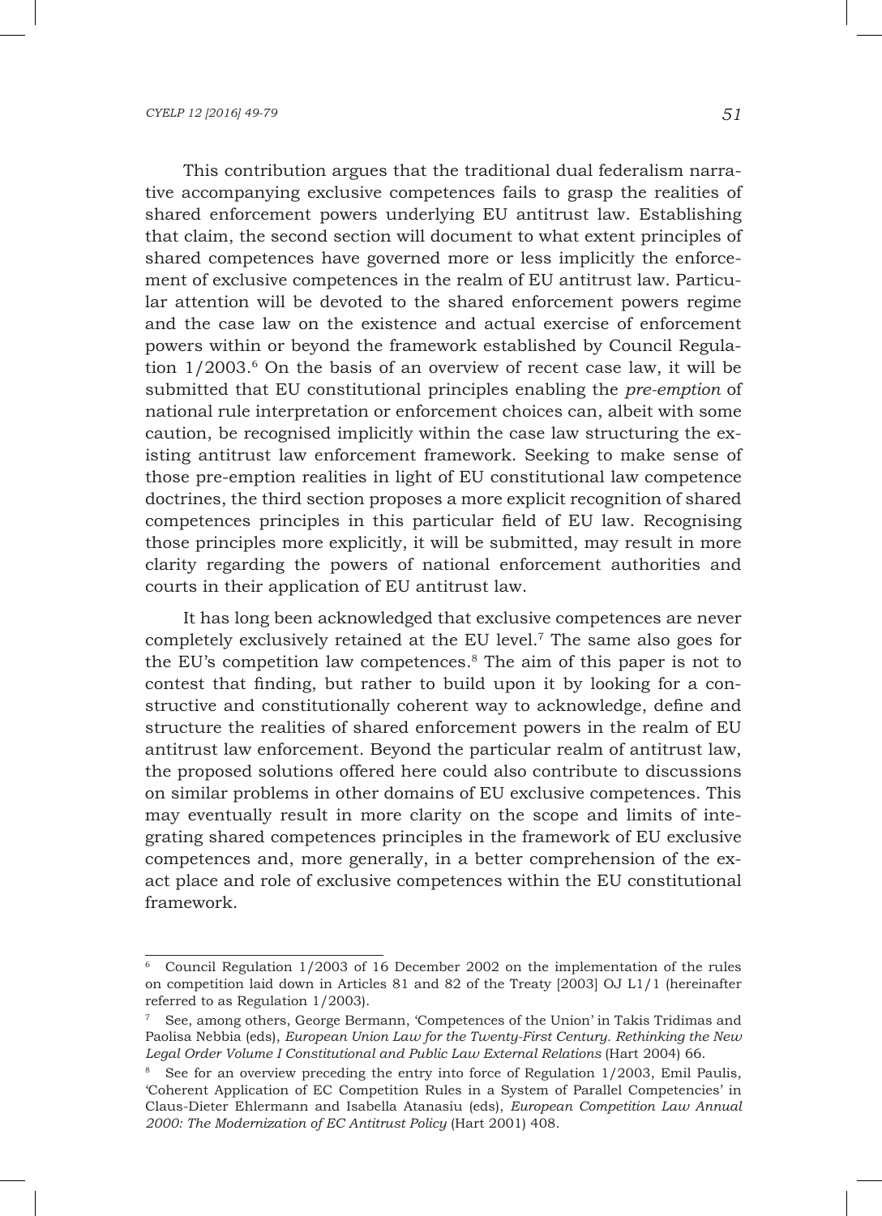This contribution argues that the traditional dual federalism narrative accompanying exclusive competences fails to grasp the realities of shared enforcement powers underlying EU antitrust law. Establishing that claim, the second section will document to what extent principles of shared competences have governed more or less implicitly the enforcement of exclusive competences in the realm of EU antitrust law. Particular attention will be devoted to the shared enforcement powers regime and the case law on the existence and actual exercise of enforcement powers within or beyond the framework established by Council Regulation 1/2003.[6] On the basis of an overview of recent case law, it will be submitted that EU constitutional principles enabling the *pre-emption* of national rule interpretation or enforcement choices can, albeit with some caution, be recognised implicitly within the case law structuring the existing antitrust law enforcement framework. Seeking to make sense of those pre-emption realities in light of EU constitutional law competence doctrines, the third section proposes a more explicit recognition of shared competences principles in this particular field of EU law. Recognising those principles more explicitly, it will be submitted, may result in more clarity regarding the powers of national enforcement authorities and courts in their application of EU antitrust law.

It has long been acknowledged that exclusive competences are never completely exclusively retained at the EU level.[7] The same also goes for the EU's competition law competences.[8] The aim of this paper is not to contest that finding, but rather to build upon it by looking for a constructive and constitutionally coherent way to acknowledge, define and structure the realities of shared enforcement powers in the realm of EU antitrust law enforcement. Beyond the particular realm of antitrust law, the proposed solutions offered here could also contribute to discussions on similar problems in other domains of EU exclusive competences. This may eventually result in more clarity on the scope and limits of integrating shared competences principles in the framework of EU exclusive competences and, more generally, in a better comprehension of the exact place and role of exclusive competences within the EU constitutional framework.

---

[6] Council Regulation 1/2003 of 16 December 2002 on the implementation of the rules on competition laid down in Articles 81 and 82 of the Treaty [2003] OJ L1/1 (hereinafter referred to as Regulation 1/2003).

[7] See, among others, George Bermann, 'Competences of the Union' in Takis Tridimas and Paolisa Nebbia (eds), *European Union Law for the Twenty-First Century. Rethinking the New Legal Order Volume I Constitutional and Public Law External Relations* (Hart 2004) 66.

[8] See for an overview preceding the entry into force of Regulation 1/2003, Emil Paulis, 'Coherent Application of EC Competition Rules in a System of Parallel Competencies' in Claus-Dieter Ehlermann and Isabella Atanasiu (eds), *European Competition Law Annual 2000: The Modernization of EC Antitrust Policy* (Hart 2001) 408.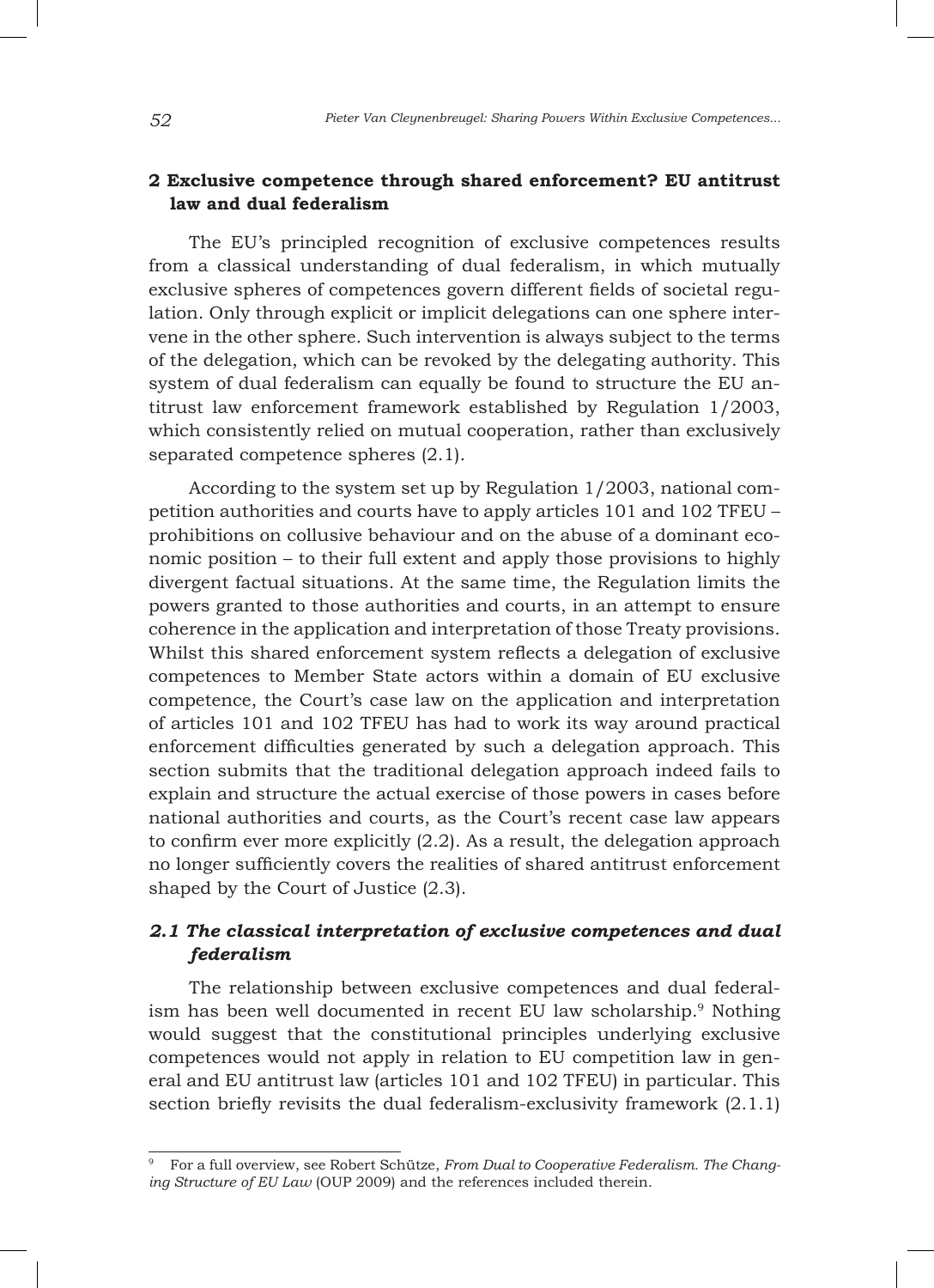## 2 Exclusive competence through shared enforcement? EU antitrust law and dual federalism

The EU's principled recognition of exclusive competences results from a classical understanding of dual federalism, in which mutually exclusive spheres of competences govern different fields of societal regulation. Only through explicit or implicit delegations can one sphere intervene in the other sphere. Such intervention is always subject to the terms of the delegation, which can be revoked by the delegating authority. This system of dual federalism can equally be found to structure the EU antitrust law enforcement framework established by Regulation 1/2003, which consistently relied on mutual cooperation, rather than exclusively separated competence spheres (2.1).

According to the system set up by Regulation 1/2003, national competition authorities and courts have to apply articles 101 and 102 TFEU – prohibitions on collusive behaviour and on the abuse of a dominant economic position – to their full extent and apply those provisions to highly divergent factual situations. At the same time, the Regulation limits the powers granted to those authorities and courts, in an attempt to ensure coherence in the application and interpretation of those Treaty provisions. Whilst this shared enforcement system reflects a delegation of exclusive competences to Member State actors within a domain of EU exclusive competence, the Court's case law on the application and interpretation of articles 101 and 102 TFEU has had to work its way around practical enforcement difficulties generated by such a delegation approach. This section submits that the traditional delegation approach indeed fails to explain and structure the actual exercise of those powers in cases before national authorities and courts, as the Court's recent case law appears to confirm ever more explicitly (2.2). As a result, the delegation approach no longer sufficiently covers the realities of shared antitrust enforcement shaped by the Court of Justice (2.3).

### *2.1 The classical interpretation of exclusive competences and dual federalism*

The relationship between exclusive competences and dual federalism has been well documented in recent EU law scholarship.[9] Nothing would suggest that the constitutional principles underlying exclusive competences would not apply in relation to EU competition law in general and EU antitrust law (articles 101 and 102 TFEU) in particular. This section briefly revisits the dual federalism-exclusivity framework (2.1.1)

---

[9] For a full overview, see Robert Schütze, *From Dual to Cooperative Federalism. The Changing Structure of EU Law* (OUP 2009) and the references included therein.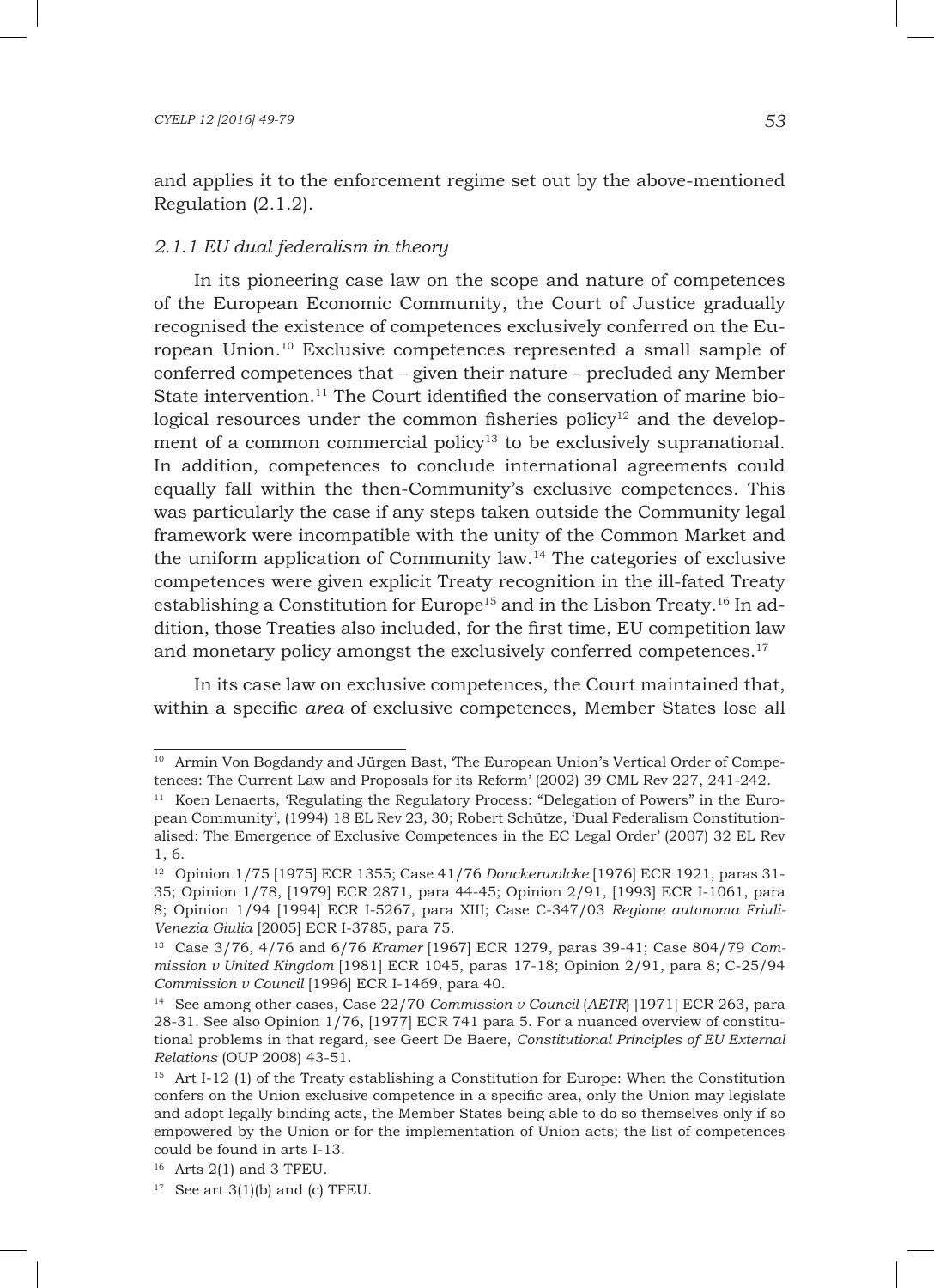and applies it to the enforcement regime set out by the above-mentioned Regulation (2.1.2).

### *2.1.1 EU dual federalism in theory*

In its pioneering case law on the scope and nature of competences of the European Economic Community, the Court of Justice gradually recognised the existence of competences exclusively conferred on the European Union.[10] Exclusive competences represented a small sample of conferred competences that – given their nature – precluded any Member State intervention.[11] The Court identified the conservation of marine biological resources under the common fisheries policy[12] and the development of a common commercial policy[13] to be exclusively supranational. In addition, competences to conclude international agreements could equally fall within the then-Community's exclusive competences. This was particularly the case if any steps taken outside the Community legal framework were incompatible with the unity of the Common Market and the uniform application of Community law.[14] The categories of exclusive competences were given explicit Treaty recognition in the ill-fated Treaty establishing a Constitution for Europe[15] and in the Lisbon Treaty.[16] In addition, those Treaties also included, for the first time, EU competition law and monetary policy amongst the exclusively conferred competences.[17]

In its case law on exclusive competences, the Court maintained that, within a specific *area* of exclusive competences, Member States lose all

---

[10] Armin Von Bogdandy and Jürgen Bast, 'The European Union's Vertical Order of Competences: The Current Law and Proposals for its Reform' (2002) 39 CML Rev 227, 241-242.

[11] Koen Lenaerts, 'Regulating the Regulatory Process: "Delegation of Powers" in the European Community', (1994) 18 EL Rev 23, 30; Robert Schütze, 'Dual Federalism Constitutionalised: The Emergence of Exclusive Competences in the EC Legal Order' (2007) 32 EL Rev 1, 6.

[12] Opinion 1/75 [1975] ECR 1355; Case 41/76 *Donckerwolcke* [1976] ECR 1921, paras 31-35; Opinion 1/78, [1979] ECR 2871, para 44-45; Opinion 2/91, [1993] ECR I-1061, para 8; Opinion 1/94 [1994] ECR I-5267, para XIII; Case C-347/03 *Regione autonoma Friuli-Venezia Giulia* [2005] ECR I-3785, para 75.

[13] Case 3/76, 4/76 and 6/76 *Kramer* [1967] ECR 1279, paras 39-41; Case 804/79 *Commission v United Kingdom* [1981] ECR 1045, paras 17-18; Opinion 2/91, para 8; C-25/94 *Commission v Council* [1996] ECR I-1469, para 40.

[14] See among other cases, Case 22/70 *Commission v Council* (*AETR*) [1971] ECR 263, para 28-31. See also Opinion 1/76, [1977] ECR 741 para 5. For a nuanced overview of constitutional problems in that regard, see Geert De Baere, *Constitutional Principles of EU External Relations* (OUP 2008) 43-51.

[15] Art I-12 (1) of the Treaty establishing a Constitution for Europe: When the Constitution confers on the Union exclusive competence in a specific area, only the Union may legislate and adopt legally binding acts, the Member States being able to do so themselves only if so empowered by the Union or for the implementation of Union acts; the list of competences could be found in arts I-13.

[16] Arts 2(1) and 3 TFEU.

[17] See art 3(1)(b) and (c) TFEU.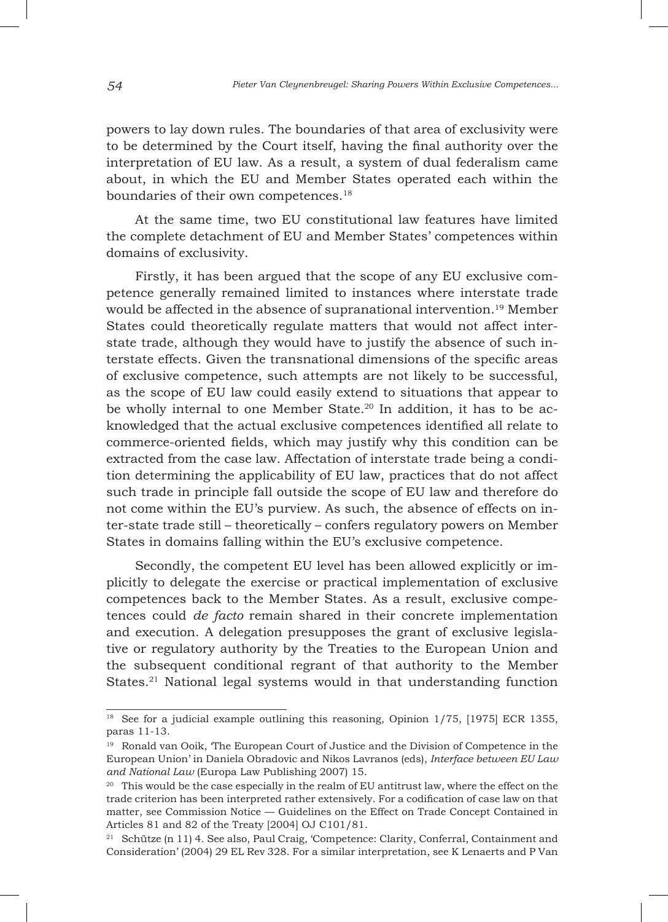powers to lay down rules. The boundaries of that area of exclusivity were to be determined by the Court itself, having the final authority over the interpretation of EU law. As a result, a system of dual federalism came about, in which the EU and Member States operated each within the boundaries of their own competences.[18]

At the same time, two EU constitutional law features have limited the complete detachment of EU and Member States' competences within domains of exclusivity.

Firstly, it has been argued that the scope of any EU exclusive competence generally remained limited to instances where interstate trade would be affected in the absence of supranational intervention.[19] Member States could theoretically regulate matters that would not affect interstate trade, although they would have to justify the absence of such interstate effects. Given the transnational dimensions of the specific areas of exclusive competence, such attempts are not likely to be successful, as the scope of EU law could easily extend to situations that appear to be wholly internal to one Member State.[20] In addition, it has to be acknowledged that the actual exclusive competences identified all relate to commerce-oriented fields, which may justify why this condition can be extracted from the case law. Affectation of interstate trade being a condition determining the applicability of EU law, practices that do not affect such trade in principle fall outside the scope of EU law and therefore do not come within the EU's purview. As such, the absence of effects on inter-state trade still – theoretically – confers regulatory powers on Member States in domains falling within the EU's exclusive competence.

Secondly, the competent EU level has been allowed explicitly or implicitly to delegate the exercise or practical implementation of exclusive competences back to the Member States. As a result, exclusive competences could *de facto* remain shared in their concrete implementation and execution. A delegation presupposes the grant of exclusive legislative or regulatory authority by the Treaties to the European Union and the subsequent conditional regrant of that authority to the Member States.[21] National legal systems would in that understanding function

---

[18] See for a judicial example outlining this reasoning, Opinion 1/75, [1975] ECR 1355, paras 11-13.

[19] Ronald van Ooik, 'The European Court of Justice and the Division of Competence in the European Union' in Daniela Obradovic and Nikos Lavranos (eds), *Interface between EU Law and National Law* (Europa Law Publishing 2007) 15.

[20] This would be the case especially in the realm of EU antitrust law, where the effect on the trade criterion has been interpreted rather extensively. For a codification of case law on that matter, see Commission Notice — Guidelines on the Effect on Trade Concept Contained in Articles 81 and 82 of the Treaty [2004] OJ C101/81.

[21] Schütze (n 11) 4. See also, Paul Craig, 'Competence: Clarity, Conferral, Containment and Consideration' (2004) 29 EL Rev 328. For a similar interpretation, see K Lenaerts and P Van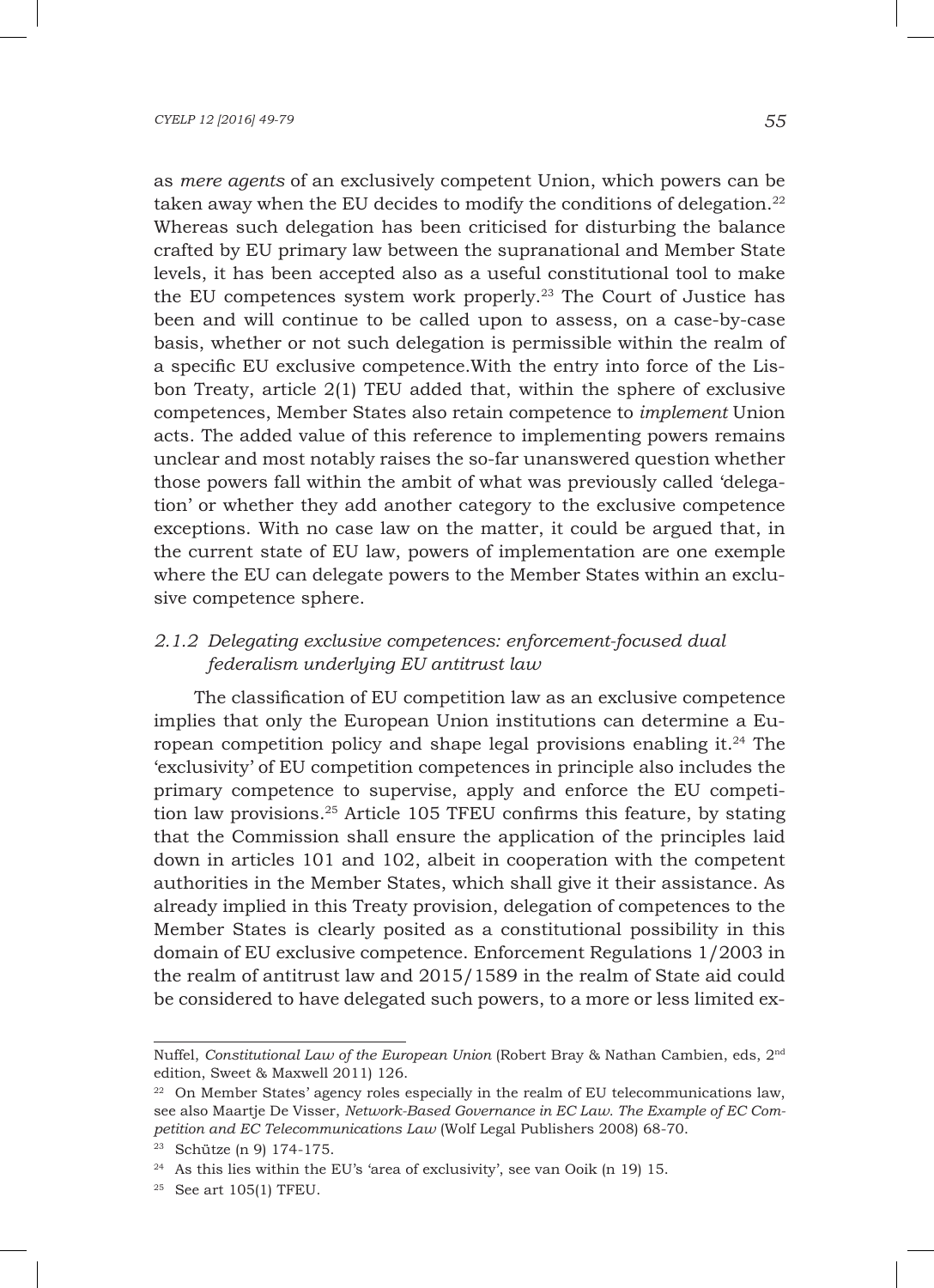as *mere agents* of an exclusively competent Union, which powers can be taken away when the EU decides to modify the conditions of delegation.[22] Whereas such delegation has been criticised for disturbing the balance crafted by EU primary law between the supranational and Member State levels, it has been accepted also as a useful constitutional tool to make the EU competences system work properly.[23] The Court of Justice has been and will continue to be called upon to assess, on a case-by-case basis, whether or not such delegation is permissible within the realm of a specific EU exclusive competence.With the entry into force of the Lisbon Treaty, article 2(1) TEU added that, within the sphere of exclusive competences, Member States also retain competence to *implement* Union acts. The added value of this reference to implementing powers remains unclear and most notably raises the so-far unanswered question whether those powers fall within the ambit of what was previously called 'delegation' or whether they add another category to the exclusive competence exceptions. With no case law on the matter, it could be argued that, in the current state of EU law, powers of implementation are one exemple where the EU can delegate powers to the Member States within an exclusive competence sphere.

### *2.1.2 Delegating exclusive competences: enforcement-focused dual federalism underlying EU antitrust law*

The classification of EU competition law as an exclusive competence implies that only the European Union institutions can determine a European competition policy and shape legal provisions enabling it.[24] The 'exclusivity' of EU competition competences in principle also includes the primary competence to supervise, apply and enforce the EU competition law provisions.[25] Article 105 TFEU confirms this feature, by stating that the Commission shall ensure the application of the principles laid down in articles 101 and 102, albeit in cooperation with the competent authorities in the Member States, which shall give it their assistance. As already implied in this Treaty provision, delegation of competences to the Member States is clearly posited as a constitutional possibility in this domain of EU exclusive competence. Enforcement Regulations 1/2003 in the realm of antitrust law and 2015/1589 in the realm of State aid could be considered to have delegated such powers, to a more or less limited ex-

---

Nuffel, *Constitutional Law of the European Union* (Robert Bray & Nathan Cambien, eds, 2nd edition, Sweet & Maxwell 2011) 126.

[22] On Member States' agency roles especially in the realm of EU telecommunications law, see also Maartje De Visser, *Network-Based Governance in EC Law. The Example of EC Competition and EC Telecommunications Law* (Wolf Legal Publishers 2008) 68-70.

[23] Schütze (n 9) 174-175.

[24] As this lies within the EU's 'area of exclusivity', see van Ooik (n 19) 15.

[25] See art 105(1) TFEU.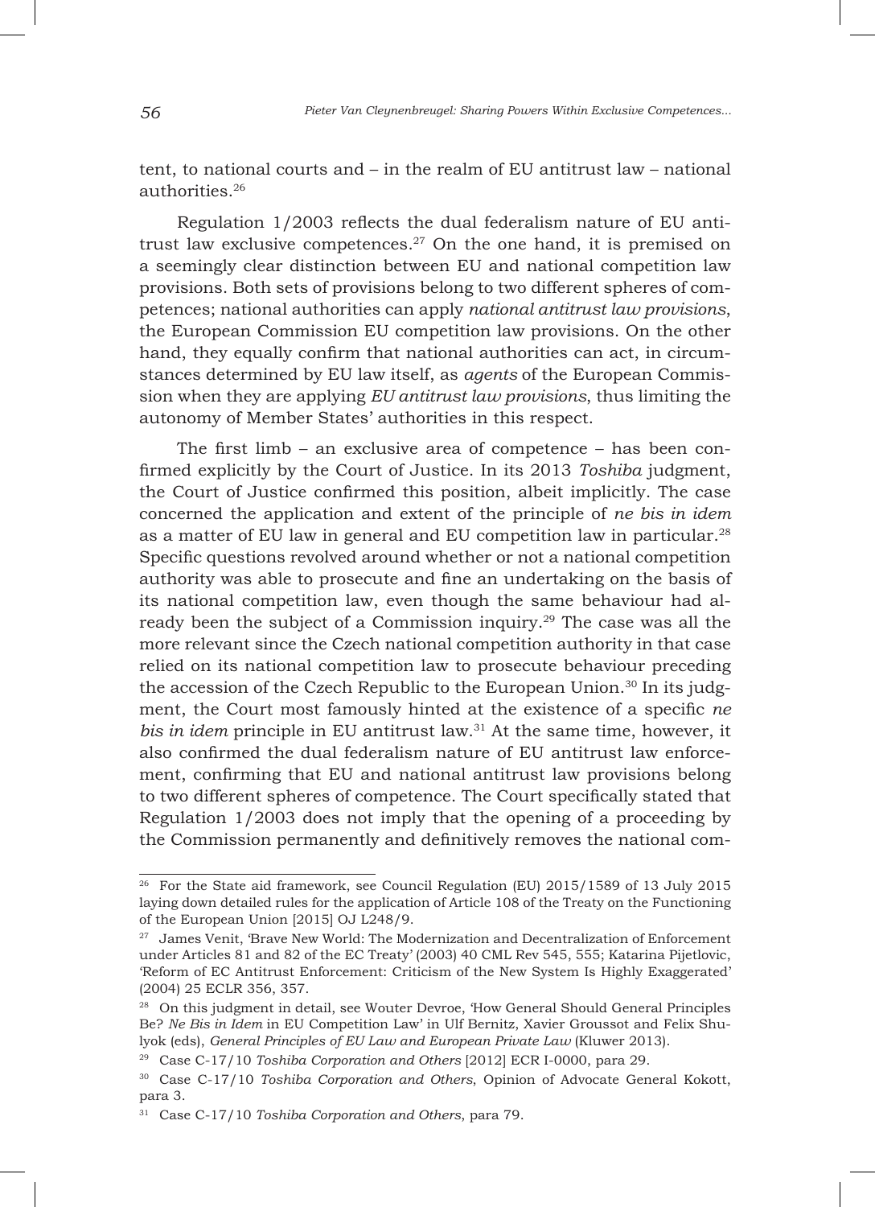tent, to national courts and – in the realm of EU antitrust law – national authorities.[26]

Regulation 1/2003 reflects the dual federalism nature of EU antitrust law exclusive competences.[27] On the one hand, it is premised on a seemingly clear distinction between EU and national competition law provisions. Both sets of provisions belong to two different spheres of competences; national authorities can apply *national antitrust law provisions*, the European Commission EU competition law provisions. On the other hand, they equally confirm that national authorities can act, in circumstances determined by EU law itself, as *agents* of the European Commission when they are applying *EU antitrust law provisions*, thus limiting the autonomy of Member States' authorities in this respect.

The first limb – an exclusive area of competence – has been confirmed explicitly by the Court of Justice. In its 2013 *Toshiba* judgment, the Court of Justice confirmed this position, albeit implicitly. The case concerned the application and extent of the principle of *ne bis in idem* as a matter of EU law in general and EU competition law in particular.[28] Specific questions revolved around whether or not a national competition authority was able to prosecute and fine an undertaking on the basis of its national competition law, even though the same behaviour had already been the subject of a Commission inquiry.[29] The case was all the more relevant since the Czech national competition authority in that case relied on its national competition law to prosecute behaviour preceding the accession of the Czech Republic to the European Union.[30] In its judgment, the Court most famously hinted at the existence of a specific *ne bis in idem* principle in EU antitrust law.[31] At the same time, however, it also confirmed the dual federalism nature of EU antitrust law enforcement, confirming that EU and national antitrust law provisions belong to two different spheres of competence. The Court specifically stated that Regulation 1/2003 does not imply that the opening of a proceeding by the Commission permanently and definitively removes the national com-

---

[26] For the State aid framework, see Council Regulation (EU) 2015/1589 of 13 July 2015 laying down detailed rules for the application of Article 108 of the Treaty on the Functioning of the European Union [2015] OJ L248/9.

[27] James Venit, 'Brave New World: The Modernization and Decentralization of Enforcement under Articles 81 and 82 of the EC Treaty' (2003) 40 CML Rev 545, 555; Katarina Pijetlovic, 'Reform of EC Antitrust Enforcement: Criticism of the New System Is Highly Exaggerated' (2004) 25 ECLR 356, 357.

[28] On this judgment in detail, see Wouter Devroe, 'How General Should General Principles Be? *Ne Bis in Idem* in EU Competition Law' in Ulf Bernitz, Xavier Groussot and Felix Shulyok (eds), *General Principles of EU Law and European Private Law* (Kluwer 2013).

[29] Case C-17/10 *Toshiba Corporation and Others* [2012] ECR I-0000, para 29.

[30] Case C-17/10 *Toshiba Corporation and Others*, Opinion of Advocate General Kokott, para 3.

[31] Case C-17/10 *Toshiba Corporation and Others*, para 79.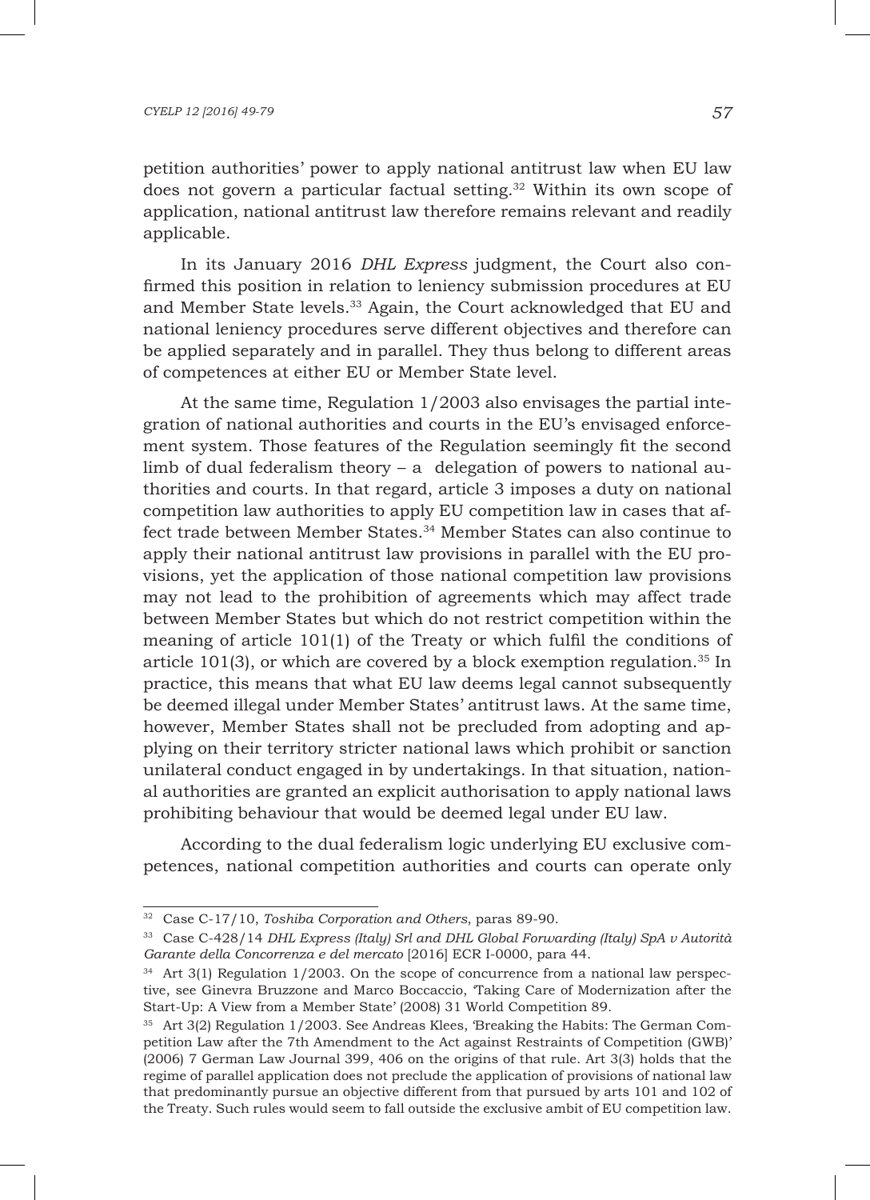petition authorities' power to apply national antitrust law when EU law does not govern a particular factual setting.[32] Within its own scope of application, national antitrust law therefore remains relevant and readily applicable.

In its January 2016 *DHL Express* judgment, the Court also confirmed this position in relation to leniency submission procedures at EU and Member State levels.[33] Again, the Court acknowledged that EU and national leniency procedures serve different objectives and therefore can be applied separately and in parallel. They thus belong to different areas of competences at either EU or Member State level.

At the same time, Regulation 1/2003 also envisages the partial integration of national authorities and courts in the EU's envisaged enforcement system. Those features of the Regulation seemingly fit the second limb of dual federalism theory – a delegation of powers to national authorities and courts. In that regard, article 3 imposes a duty on national competition law authorities to apply EU competition law in cases that affect trade between Member States.[34] Member States can also continue to apply their national antitrust law provisions in parallel with the EU provisions, yet the application of those national competition law provisions may not lead to the prohibition of agreements which may affect trade between Member States but which do not restrict competition within the meaning of article 101(1) of the Treaty or which fulfil the conditions of article 101(3), or which are covered by a block exemption regulation.[35] In practice, this means that what EU law deems legal cannot subsequently be deemed illegal under Member States' antitrust laws. At the same time, however, Member States shall not be precluded from adopting and applying on their territory stricter national laws which prohibit or sanction unilateral conduct engaged in by undertakings. In that situation, national authorities are granted an explicit authorisation to apply national laws prohibiting behaviour that would be deemed legal under EU law.

According to the dual federalism logic underlying EU exclusive competences, national competition authorities and courts can operate only

---

[32] Case C-17/10, *Toshiba Corporation and Others*, paras 89-90.

[33] Case C-428/14 *DHL Express (Italy) Srl and DHL Global Forwarding (Italy) SpA v Autorità Garante della Concorrenza e del mercato* [2016] ECR I-0000, para 44.

[34] Art 3(1) Regulation 1/2003. On the scope of concurrence from a national law perspective, see Ginevra Bruzzone and Marco Boccaccio, 'Taking Care of Modernization after the Start-Up: A View from a Member State' (2008) 31 World Competition 89.

[35] Art 3(2) Regulation 1/2003. See Andreas Klees, 'Breaking the Habits: The German Competition Law after the 7th Amendment to the Act against Restraints of Competition (GWB)' (2006) 7 German Law Journal 399, 406 on the origins of that rule. Art 3(3) holds that the regime of parallel application does not preclude the application of provisions of national law that predominantly pursue an objective different from that pursued by arts 101 and 102 of the Treaty. Such rules would seem to fall outside the exclusive ambit of EU competition law.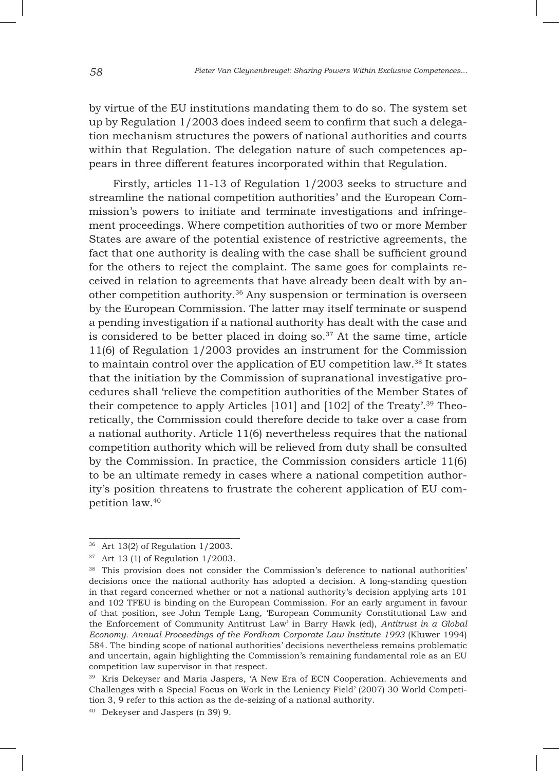by virtue of the EU institutions mandating them to do so. The system set up by Regulation 1/2003 does indeed seem to confirm that such a delegation mechanism structures the powers of national authorities and courts within that Regulation. The delegation nature of such competences appears in three different features incorporated within that Regulation.

Firstly, articles 11-13 of Regulation 1/2003 seeks to structure and streamline the national competition authorities' and the European Commission's powers to initiate and terminate investigations and infringement proceedings. Where competition authorities of two or more Member States are aware of the potential existence of restrictive agreements, the fact that one authority is dealing with the case shall be sufficient ground for the others to reject the complaint. The same goes for complaints received in relation to agreements that have already been dealt with by another competition authority.[36] Any suspension or termination is overseen by the European Commission. The latter may itself terminate or suspend a pending investigation if a national authority has dealt with the case and is considered to be better placed in doing so.[37] At the same time, article 11(6) of Regulation 1/2003 provides an instrument for the Commission to maintain control over the application of EU competition law.[38] It states that the initiation by the Commission of supranational investigative procedures shall 'relieve the competition authorities of the Member States of their competence to apply Articles [101] and [102] of the Treaty'.[39] Theoretically, the Commission could therefore decide to take over a case from a national authority. Article 11(6) nevertheless requires that the national competition authority which will be relieved from duty shall be consulted by the Commission. In practice, the Commission considers article 11(6) to be an ultimate remedy in cases where a national competition authority's position threatens to frustrate the coherent application of EU competition law.[40]

---

[36] Art 13(2) of Regulation 1/2003.

[37] Art 13 (1) of Regulation 1/2003.

[38] This provision does not consider the Commission's deference to national authorities' decisions once the national authority has adopted a decision. A long-standing question in that regard concerned whether or not a national authority's decision applying arts 101 and 102 TFEU is binding on the European Commission. For an early argument in favour of that position, see John Temple Lang, 'European Community Constitutional Law and the Enforcement of Community Antitrust Law' in Barry Hawk (ed), *Antitrust in a Global Economy. Annual Proceedings of the Fordham Corporate Law Institute 1993* (Kluwer 1994) 584. The binding scope of national authorities' decisions nevertheless remains problematic and uncertain, again highlighting the Commission's remaining fundamental role as an EU competition law supervisor in that respect.

[39] Kris Dekeyser and Maria Jaspers, 'A New Era of ECN Cooperation. Achievements and Challenges with a Special Focus on Work in the Leniency Field' (2007) 30 World Competition 3, 9 refer to this action as the de-seizing of a national authority.

[40] Dekeyser and Jaspers (n 39) 9.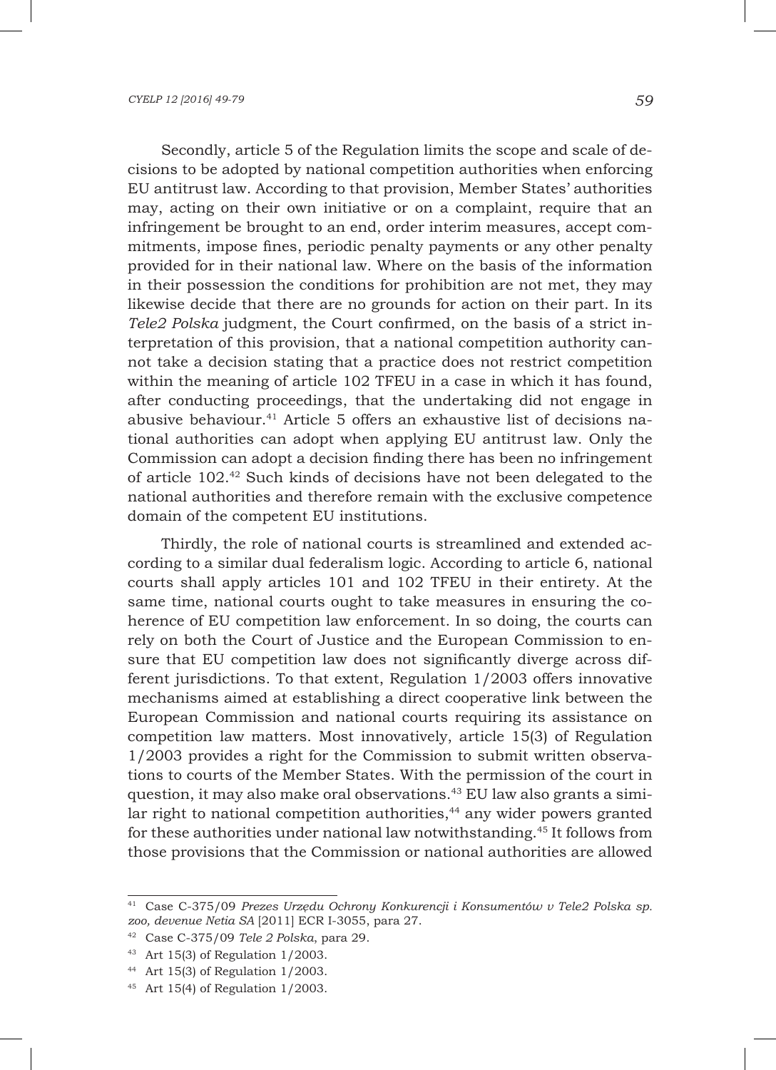Secondly, article 5 of the Regulation limits the scope and scale of decisions to be adopted by national competition authorities when enforcing EU antitrust law. According to that provision, Member States' authorities may, acting on their own initiative or on a complaint, require that an infringement be brought to an end, order interim measures, accept commitments, impose fines, periodic penalty payments or any other penalty provided for in their national law. Where on the basis of the information in their possession the conditions for prohibition are not met, they may likewise decide that there are no grounds for action on their part. In its *Tele2 Polska* judgment, the Court confirmed, on the basis of a strict interpretation of this provision, that a national competition authority cannot take a decision stating that a practice does not restrict competition within the meaning of article 102 TFEU in a case in which it has found, after conducting proceedings, that the undertaking did not engage in abusive behaviour.[41] Article 5 offers an exhaustive list of decisions national authorities can adopt when applying EU antitrust law. Only the Commission can adopt a decision finding there has been no infringement of article 102.[42] Such kinds of decisions have not been delegated to the national authorities and therefore remain with the exclusive competence domain of the competent EU institutions.

Thirdly, the role of national courts is streamlined and extended according to a similar dual federalism logic. According to article 6, national courts shall apply articles 101 and 102 TFEU in their entirety. At the same time, national courts ought to take measures in ensuring the coherence of EU competition law enforcement. In so doing, the courts can rely on both the Court of Justice and the European Commission to ensure that EU competition law does not significantly diverge across different jurisdictions. To that extent, Regulation 1/2003 offers innovative mechanisms aimed at establishing a direct cooperative link between the European Commission and national courts requiring its assistance on competition law matters. Most innovatively, article 15(3) of Regulation 1/2003 provides a right for the Commission to submit written observations to courts of the Member States. With the permission of the court in question, it may also make oral observations.[43] EU law also grants a similar right to national competition authorities,[44] any wider powers granted for these authorities under national law notwithstanding.[45] It follows from those provisions that the Commission or national authorities are allowed

---

[41] Case C-375/09 *Prezes Urzędu Ochrony Konkurencji i Konsumentów v Tele2 Polska sp. zoo, devenue Netia SA* [2011] ECR I-3055, para 27.

[42] Case C-375/09 *Tele 2 Polska*, para 29.

[43] Art 15(3) of Regulation 1/2003.

[44] Art 15(3) of Regulation 1/2003.

[45] Art 15(4) of Regulation 1/2003.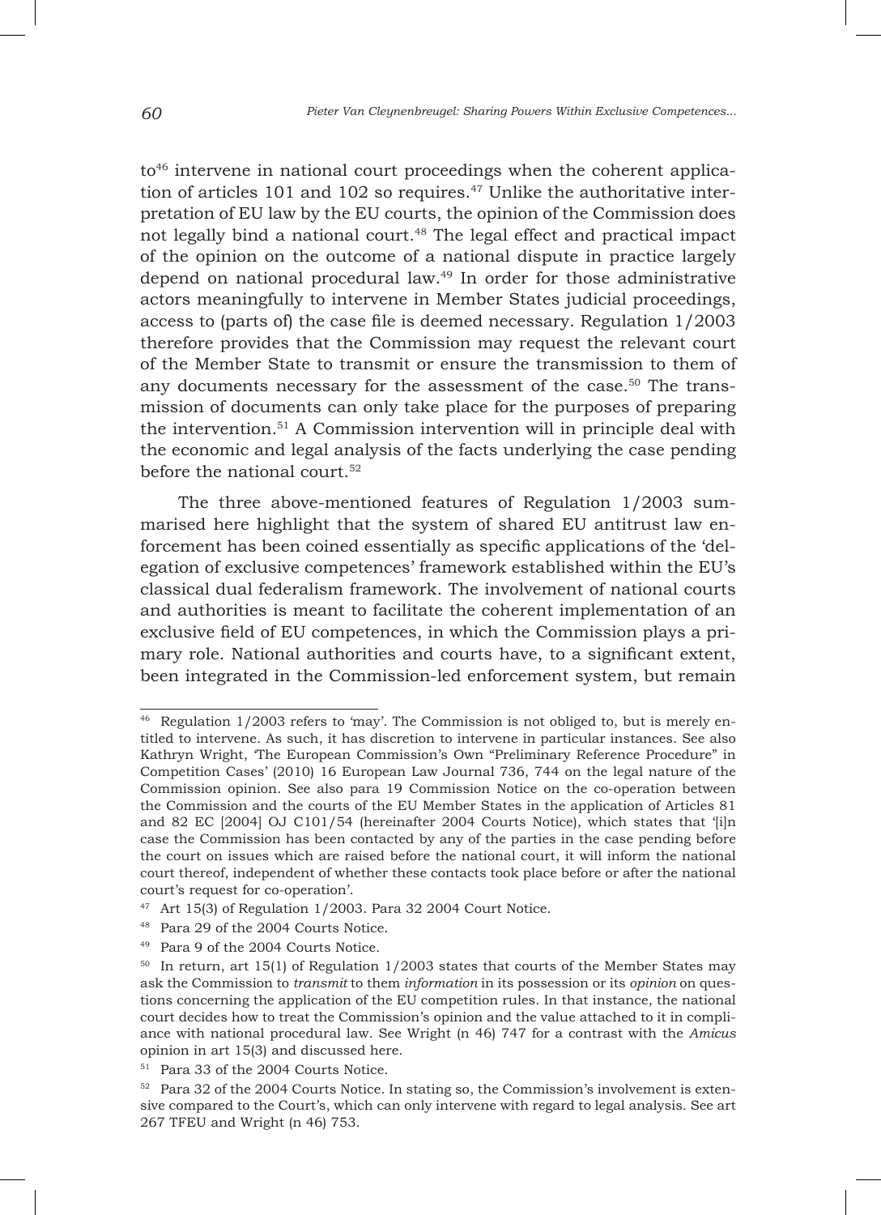to[46] intervene in national court proceedings when the coherent application of articles 101 and 102 so requires.[47] Unlike the authoritative interpretation of EU law by the EU courts, the opinion of the Commission does not legally bind a national court.[48] The legal effect and practical impact of the opinion on the outcome of a national dispute in practice largely depend on national procedural law.[49] In order for those administrative actors meaningfully to intervene in Member States judicial proceedings, access to (parts of) the case file is deemed necessary. Regulation 1/2003 therefore provides that the Commission may request the relevant court of the Member State to transmit or ensure the transmission to them of any documents necessary for the assessment of the case.[50] The transmission of documents can only take place for the purposes of preparing the intervention.[51] A Commission intervention will in principle deal with the economic and legal analysis of the facts underlying the case pending before the national court.[52]

The three above-mentioned features of Regulation 1/2003 summarised here highlight that the system of shared EU antitrust law enforcement has been coined essentially as specific applications of the 'delegation of exclusive competences' framework established within the EU's classical dual federalism framework. The involvement of national courts and authorities is meant to facilitate the coherent implementation of an exclusive field of EU competences, in which the Commission plays a primary role. National authorities and courts have, to a significant extent, been integrated in the Commission-led enforcement system, but remain

---

[46] Regulation 1/2003 refers to 'may'. The Commission is not obliged to, but is merely entitled to intervene. As such, it has discretion to intervene in particular instances. See also Kathryn Wright, 'The European Commission's Own "Preliminary Reference Procedure" in Competition Cases' (2010) 16 European Law Journal 736, 744 on the legal nature of the Commission opinion. See also para 19 Commission Notice on the co-operation between the Commission and the courts of the EU Member States in the application of Articles 81 and 82 EC [2004] OJ C101/54 (hereinafter 2004 Courts Notice), which states that '[i]n case the Commission has been contacted by any of the parties in the case pending before the court on issues which are raised before the national court, it will inform the national court thereof, independent of whether these contacts took place before or after the national court's request for co-operation'.

[47] Art 15(3) of Regulation 1/2003. Para 32 2004 Court Notice.

[48] Para 29 of the 2004 Courts Notice.

[49] Para 9 of the 2004 Courts Notice.

[50] In return, art 15(1) of Regulation 1/2003 states that courts of the Member States may ask the Commission to *transmit* to them *information* in its possession or its *opinion* on questions concerning the application of the EU competition rules. In that instance, the national court decides how to treat the Commission's opinion and the value attached to it in compliance with national procedural law. See Wright (n 46) 747 for a contrast with the *Amicus* opinion in art 15(3) and discussed here.

[51] Para 33 of the 2004 Courts Notice.

[52] Para 32 of the 2004 Courts Notice. In stating so, the Commission's involvement is extensive compared to the Court's, which can only intervene with regard to legal analysis. See art 267 TFEU and Wright (n 46) 753.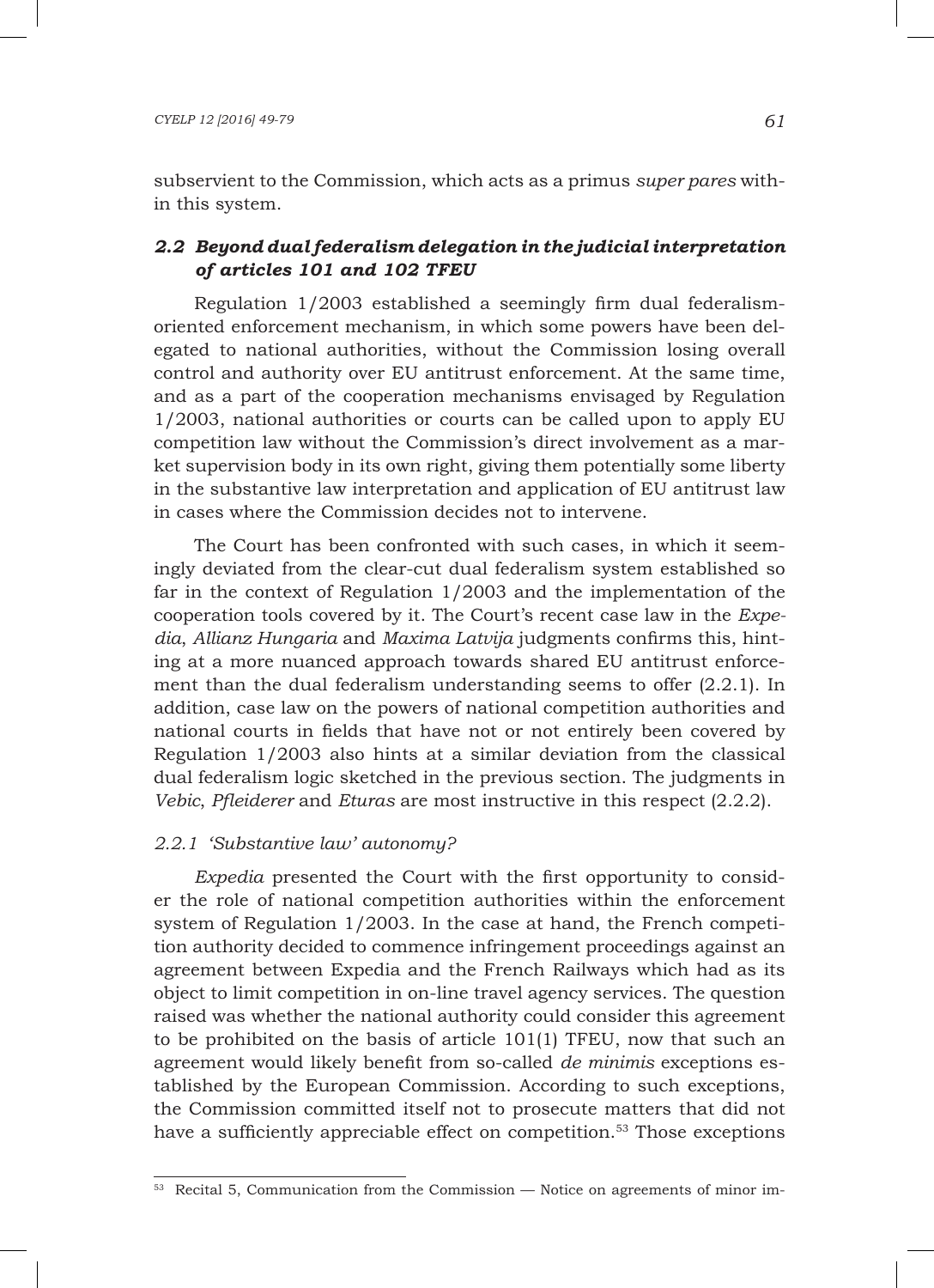subservient to the Commission, which acts as a primus *super pares* within this system.

### *2.2 Beyond dual federalism delegation in the judicial interpretation of articles 101 and 102 TFEU*

Regulation 1/2003 established a seemingly firm dual federalism-oriented enforcement mechanism, in which some powers have been delegated to national authorities, without the Commission losing overall control and authority over EU antitrust enforcement. At the same time, and as a part of the cooperation mechanisms envisaged by Regulation 1/2003, national authorities or courts can be called upon to apply EU competition law without the Commission's direct involvement as a market supervision body in its own right, giving them potentially some liberty in the substantive law interpretation and application of EU antitrust law in cases where the Commission decides not to intervene.

The Court has been confronted with such cases, in which it seemingly deviated from the clear-cut dual federalism system established so far in the context of Regulation 1/2003 and the implementation of the cooperation tools covered by it. The Court's recent case law in the *Expedia*, *Allianz Hungaria* and *Maxima Latvija* judgments confirms this, hinting at a more nuanced approach towards shared EU antitrust enforcement than the dual federalism understanding seems to offer (2.2.1). In addition, case law on the powers of national competition authorities and national courts in fields that have not or not entirely been covered by Regulation 1/2003 also hints at a similar deviation from the classical dual federalism logic sketched in the previous section. The judgments in *Vebic*, *Pfleiderer* and *Eturas* are most instructive in this respect (2.2.2).

#### *2.2.1 'Substantive law' autonomy?*

*Expedia* presented the Court with the first opportunity to consider the role of national competition authorities within the enforcement system of Regulation 1/2003. In the case at hand, the French competition authority decided to commence infringement proceedings against an agreement between Expedia and the French Railways which had as its object to limit competition in on-line travel agency services. The question raised was whether the national authority could consider this agreement to be prohibited on the basis of article 101(1) TFEU, now that such an agreement would likely benefit from so-called *de minimis* exceptions established by the European Commission. According to such exceptions, the Commission committed itself not to prosecute matters that did not have a sufficiently appreciable effect on competition.[53] Those exceptions

---

[53] Recital 5, Communication from the Commission — Notice on agreements of minor im-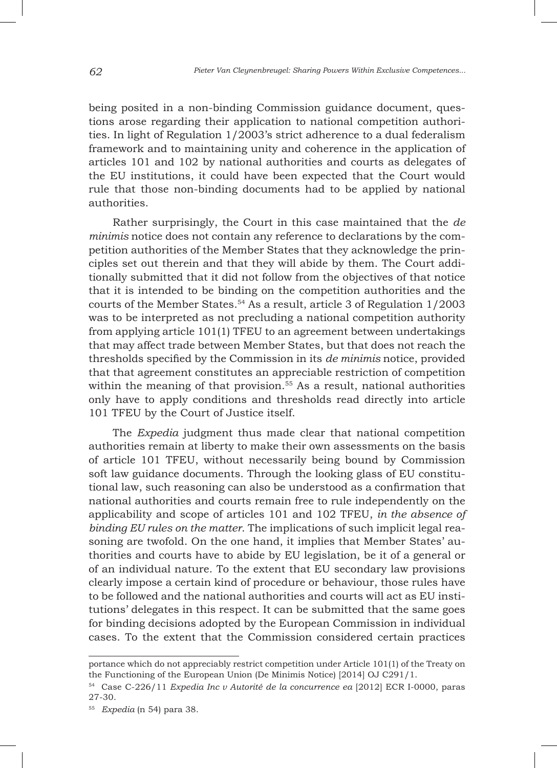being posited in a non-binding Commission guidance document, questions arose regarding their application to national competition authorities. In light of Regulation 1/2003's strict adherence to a dual federalism framework and to maintaining unity and coherence in the application of articles 101 and 102 by national authorities and courts as delegates of the EU institutions, it could have been expected that the Court would rule that those non-binding documents had to be applied by national authorities.

Rather surprisingly, the Court in this case maintained that the *de minimis* notice does not contain any reference to declarations by the competition authorities of the Member States that they acknowledge the principles set out therein and that they will abide by them. The Court additionally submitted that it did not follow from the objectives of that notice that it is intended to be binding on the competition authorities and the courts of the Member States.[54] As a result, article 3 of Regulation 1/2003 was to be interpreted as not precluding a national competition authority from applying article 101(1) TFEU to an agreement between undertakings that may affect trade between Member States, but that does not reach the thresholds specified by the Commission in its *de minimis* notice, provided that that agreement constitutes an appreciable restriction of competition within the meaning of that provision.[55] As a result, national authorities only have to apply conditions and thresholds read directly into article 101 TFEU by the Court of Justice itself.

The *Expedia* judgment thus made clear that national competition authorities remain at liberty to make their own assessments on the basis of article 101 TFEU, without necessarily being bound by Commission soft law guidance documents. Through the looking glass of EU constitutional law, such reasoning can also be understood as a confirmation that national authorities and courts remain free to rule independently on the applicability and scope of articles 101 and 102 TFEU, *in the absence of binding EU rules on the matter*. The implications of such implicit legal reasoning are twofold. On the one hand, it implies that Member States' authorities and courts have to abide by EU legislation, be it of a general or of an individual nature. To the extent that EU secondary law provisions clearly impose a certain kind of procedure or behaviour, those rules have to be followed and the national authorities and courts will act as EU institutions' delegates in this respect. It can be submitted that the same goes for binding decisions adopted by the European Commission in individual cases. To the extent that the Commission considered certain practices

---

portance which do not appreciably restrict competition under Article 101(1) of the Treaty on the Functioning of the European Union (De Minimis Notice) [2014] OJ C291/1.

[54] Case C-226/11 *Expedia Inc v Autorité de la concurrence ea* [2012] ECR I-0000, paras 27-30.

[55] *Expedia* (n 54) para 38.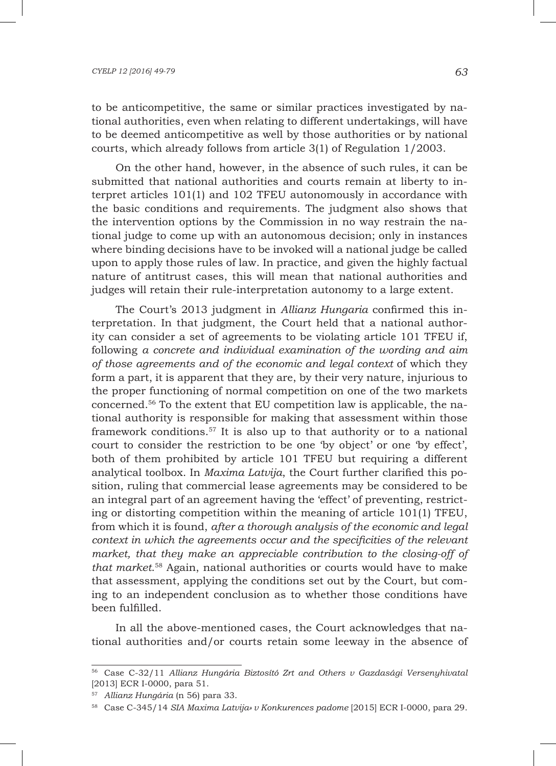to be anticompetitive, the same or similar practices investigated by national authorities, even when relating to different undertakings, will have to be deemed anticompetitive as well by those authorities or by national courts, which already follows from article 3(1) of Regulation 1/2003.

On the other hand, however, in the absence of such rules, it can be submitted that national authorities and courts remain at liberty to interpret articles 101(1) and 102 TFEU autonomously in accordance with the basic conditions and requirements. The judgment also shows that the intervention options by the Commission in no way restrain the national judge to come up with an autonomous decision; only in instances where binding decisions have to be invoked will a national judge be called upon to apply those rules of law. In practice, and given the highly factual nature of antitrust cases, this will mean that national authorities and judges will retain their rule-interpretation autonomy to a large extent.

The Court's 2013 judgment in *Allianz Hungaria* confirmed this interpretation. In that judgment, the Court held that a national authority can consider a set of agreements to be violating article 101 TFEU if, following *a concrete and individual examination of the wording and aim of those agreements and of the economic and legal context* of which they form a part, it is apparent that they are, by their very nature, injurious to the proper functioning of normal competition on one of the two markets concerned.[56] To the extent that EU competition law is applicable, the national authority is responsible for making that assessment within those framework conditions.[57] It is also up to that authority or to a national court to consider the restriction to be one 'by object' or one 'by effect', both of them prohibited by article 101 TFEU but requiring a different analytical toolbox. In *Maxima Latvija*, the Court further clarified this position, ruling that commercial lease agreements may be considered to be an integral part of an agreement having the 'effect' of preventing, restricting or distorting competition within the meaning of article 101(1) TFEU, from which it is found, *after a thorough analysis of the economic and legal context in which the agreements occur and the specificities of the relevant market, that they make an appreciable contribution to the closing-off of that market.*[58] Again, national authorities or courts would have to make that assessment, applying the conditions set out by the Court, but coming to an independent conclusion as to whether those conditions have been fulfilled.

In all the above-mentioned cases, the Court acknowledges that national authorities and/or courts retain some leeway in the absence of

---

[56] Case C-32/11 *Allianz Hungária Biztosító Zrt and Others v Gazdasági Versenyhivatal* [2013] ECR I-0000, para 51.

[57] *Allianz Hungária* (n 56) para 33.

[58] Case C-345/14 *SIA Maxima Latvija» v Konkurences padome* [2015] ECR I-0000, para 29.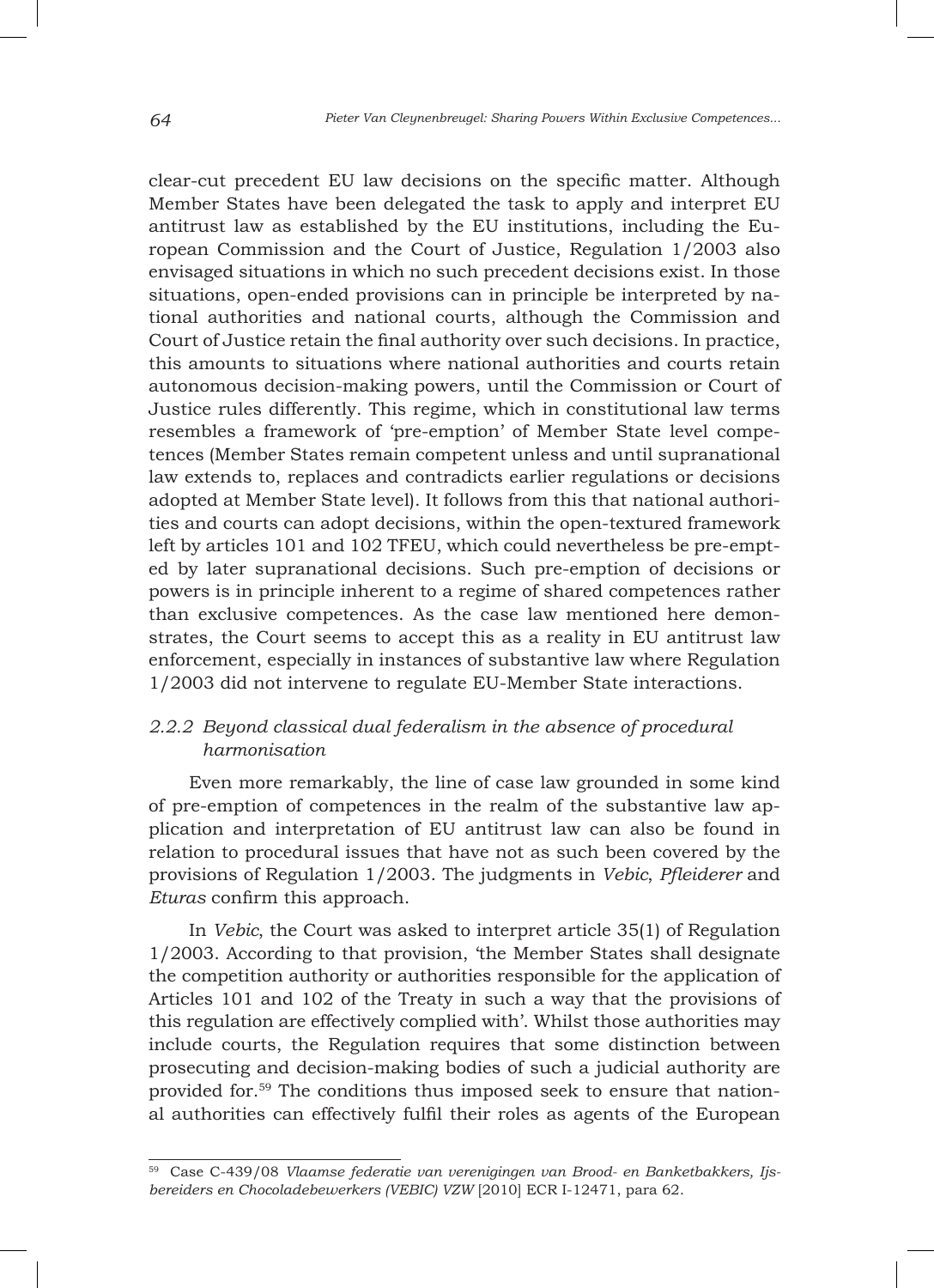clear-cut precedent EU law decisions on the specific matter. Although Member States have been delegated the task to apply and interpret EU antitrust law as established by the EU institutions, including the European Commission and the Court of Justice, Regulation 1/2003 also envisaged situations in which no such precedent decisions exist. In those situations, open-ended provisions can in principle be interpreted by national authorities and national courts, although the Commission and Court of Justice retain the final authority over such decisions. In practice, this amounts to situations where national authorities and courts retain autonomous decision-making powers, until the Commission or Court of Justice rules differently. This regime, which in constitutional law terms resembles a framework of 'pre-emption' of Member State level competences (Member States remain competent unless and until supranational law extends to, replaces and contradicts earlier regulations or decisions adopted at Member State level). It follows from this that national authorities and courts can adopt decisions, within the open-textured framework left by articles 101 and 102 TFEU, which could nevertheless be pre-empted by later supranational decisions. Such pre-emption of decisions or powers is in principle inherent to a regime of shared competences rather than exclusive competences. As the case law mentioned here demonstrates, the Court seems to accept this as a reality in EU antitrust law enforcement, especially in instances of substantive law where Regulation 1/2003 did not intervene to regulate EU-Member State interactions.

### *2.2.2 Beyond classical dual federalism in the absence of procedural harmonisation*

Even more remarkably, the line of case law grounded in some kind of pre-emption of competences in the realm of the substantive law application and interpretation of EU antitrust law can also be found in relation to procedural issues that have not as such been covered by the provisions of Regulation 1/2003. The judgments in *Vebic*, *Pfleiderer* and *Eturas* confirm this approach.

In *Vebic*, the Court was asked to interpret article 35(1) of Regulation 1/2003. According to that provision, 'the Member States shall designate the competition authority or authorities responsible for the application of Articles 101 and 102 of the Treaty in such a way that the provisions of this regulation are effectively complied with'. Whilst those authorities may include courts, the Regulation requires that some distinction between prosecuting and decision-making bodies of such a judicial authority are provided for.[59] The conditions thus imposed seek to ensure that national authorities can effectively fulfil their roles as agents of the European

---

[59] Case C-439/08 *Vlaamse federatie van verenigingen van Brood- en Banketbakkers, Ijsbereiders en Chocoladebewerkers (VEBIC) VZW* [2010] ECR I-12471, para 62.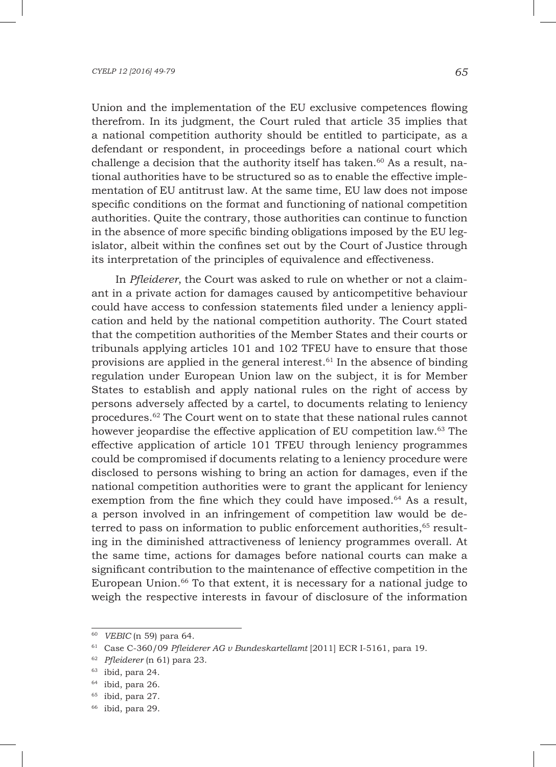Union and the implementation of the EU exclusive competences flowing therefrom. In its judgment, the Court ruled that article 35 implies that a national competition authority should be entitled to participate, as a defendant or respondent, in proceedings before a national court which challenge a decision that the authority itself has taken.[60] As a result, national authorities have to be structured so as to enable the effective implementation of EU antitrust law. At the same time, EU law does not impose specific conditions on the format and functioning of national competition authorities. Quite the contrary, those authorities can continue to function in the absence of more specific binding obligations imposed by the EU legislator, albeit within the confines set out by the Court of Justice through its interpretation of the principles of equivalence and effectiveness.

In *Pfleiderer*, the Court was asked to rule on whether or not a claimant in a private action for damages caused by anticompetitive behaviour could have access to confession statements filed under a leniency application and held by the national competition authority. The Court stated that the competition authorities of the Member States and their courts or tribunals applying articles 101 and 102 TFEU have to ensure that those provisions are applied in the general interest.[61] In the absence of binding regulation under European Union law on the subject, it is for Member States to establish and apply national rules on the right of access by persons adversely affected by a cartel, to documents relating to leniency procedures.[62] The Court went on to state that these national rules cannot however jeopardise the effective application of EU competition law.[63] The effective application of article 101 TFEU through leniency programmes could be compromised if documents relating to a leniency procedure were disclosed to persons wishing to bring an action for damages, even if the national competition authorities were to grant the applicant for leniency exemption from the fine which they could have imposed.[64] As a result, a person involved in an infringement of competition law would be deterred to pass on information to public enforcement authorities,[65] resulting in the diminished attractiveness of leniency programmes overall. At the same time, actions for damages before national courts can make a significant contribution to the maintenance of effective competition in the European Union.[66] To that extent, it is necessary for a national judge to weigh the respective interests in favour of disclosure of the information

---

[60] *VEBIC* (n 59) para 64.

[61] Case C-360/09 *Pfleiderer AG v Bundeskartellamt* [2011] ECR I-5161, para 19.

[62] *Pfleiderer* (n 61) para 23.

[63] ibid, para 24.

[64] ibid, para 26.

[65] ibid, para 27.

[66] ibid, para 29.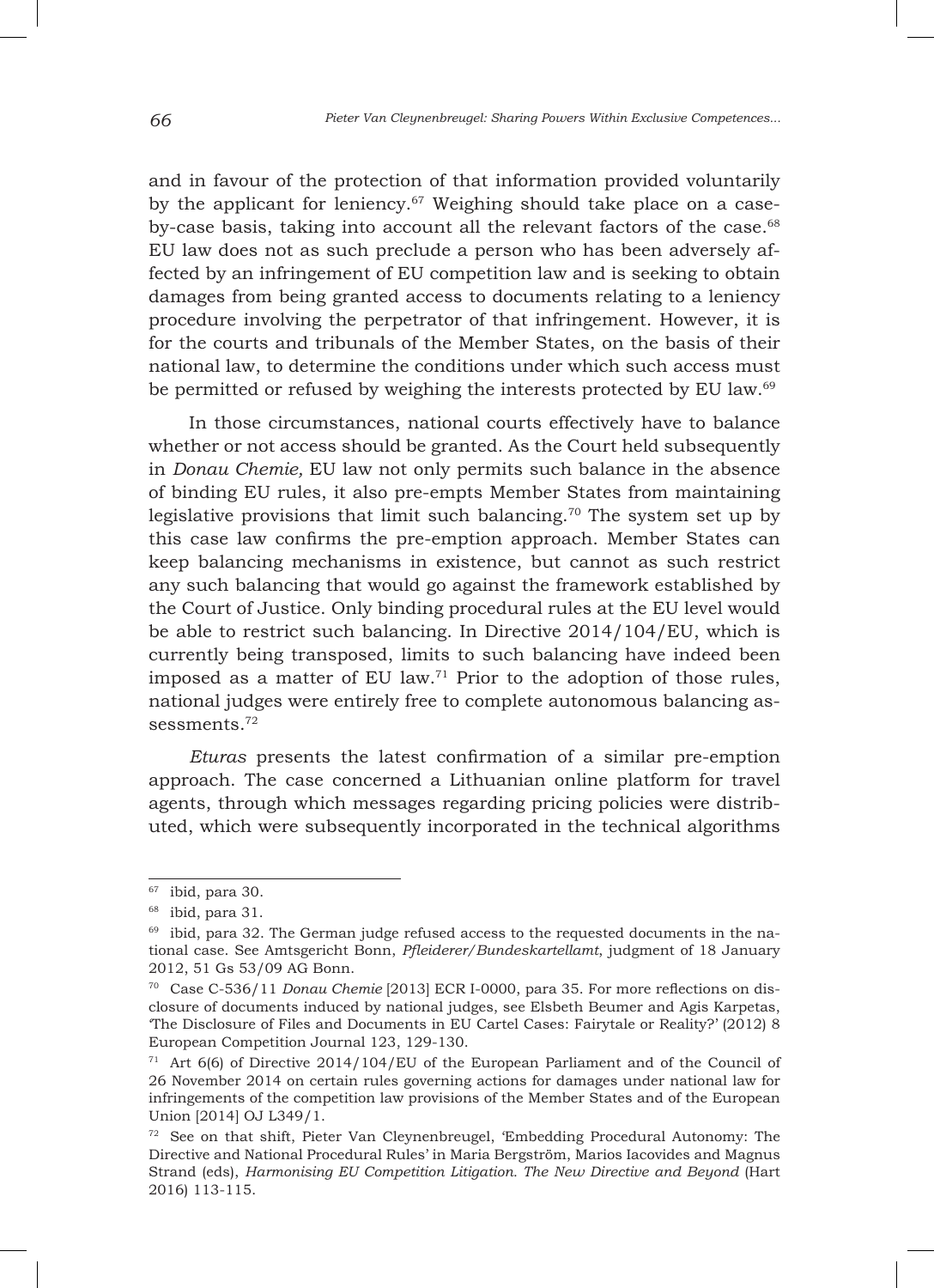and in favour of the protection of that information provided voluntarily by the applicant for leniency.[67] Weighing should take place on a case-by-case basis, taking into account all the relevant factors of the case.[68] EU law does not as such preclude a person who has been adversely affected by an infringement of EU competition law and is seeking to obtain damages from being granted access to documents relating to a leniency procedure involving the perpetrator of that infringement. However, it is for the courts and tribunals of the Member States, on the basis of their national law, to determine the conditions under which such access must be permitted or refused by weighing the interests protected by EU law.[69]

In those circumstances, national courts effectively have to balance whether or not access should be granted. As the Court held subsequently in *Donau Chemie,* EU law not only permits such balance in the absence of binding EU rules, it also pre-empts Member States from maintaining legislative provisions that limit such balancing.[70] The system set up by this case law confirms the pre-emption approach. Member States can keep balancing mechanisms in existence, but cannot as such restrict any such balancing that would go against the framework established by the Court of Justice. Only binding procedural rules at the EU level would be able to restrict such balancing. In Directive 2014/104/EU, which is currently being transposed, limits to such balancing have indeed been imposed as a matter of EU law.[71] Prior to the adoption of those rules, national judges were entirely free to complete autonomous balancing assessments.[72]

*Eturas* presents the latest confirmation of a similar pre-emption approach. The case concerned a Lithuanian online platform for travel agents, through which messages regarding pricing policies were distributed, which were subsequently incorporated in the technical algorithms

---

[67] ibid, para 30.

[68] ibid, para 31.

[69] ibid, para 32. The German judge refused access to the requested documents in the national case. See Amtsgericht Bonn, *Pfleiderer/Bundeskartellamt*, judgment of 18 January 2012, 51 Gs 53/09 AG Bonn.

[70] Case C-536/11 *Donau Chemie* [2013] ECR I-0000, para 35. For more reflections on disclosure of documents induced by national judges, see Elsbeth Beumer and Agis Karpetas, 'The Disclosure of Files and Documents in EU Cartel Cases: Fairytale or Reality?' (2012) 8 European Competition Journal 123, 129-130.

[71] Art 6(6) of Directive 2014/104/EU of the European Parliament and of the Council of 26 November 2014 on certain rules governing actions for damages under national law for infringements of the competition law provisions of the Member States and of the European Union [2014] OJ L349/1.

[72] See on that shift, Pieter Van Cleynenbreugel, 'Embedding Procedural Autonomy: The Directive and National Procedural Rules' in Maria Bergström, Marios Iacovides and Magnus Strand (eds), *Harmonising EU Competition Litigation. The New Directive and Beyond* (Hart 2016) 113-115.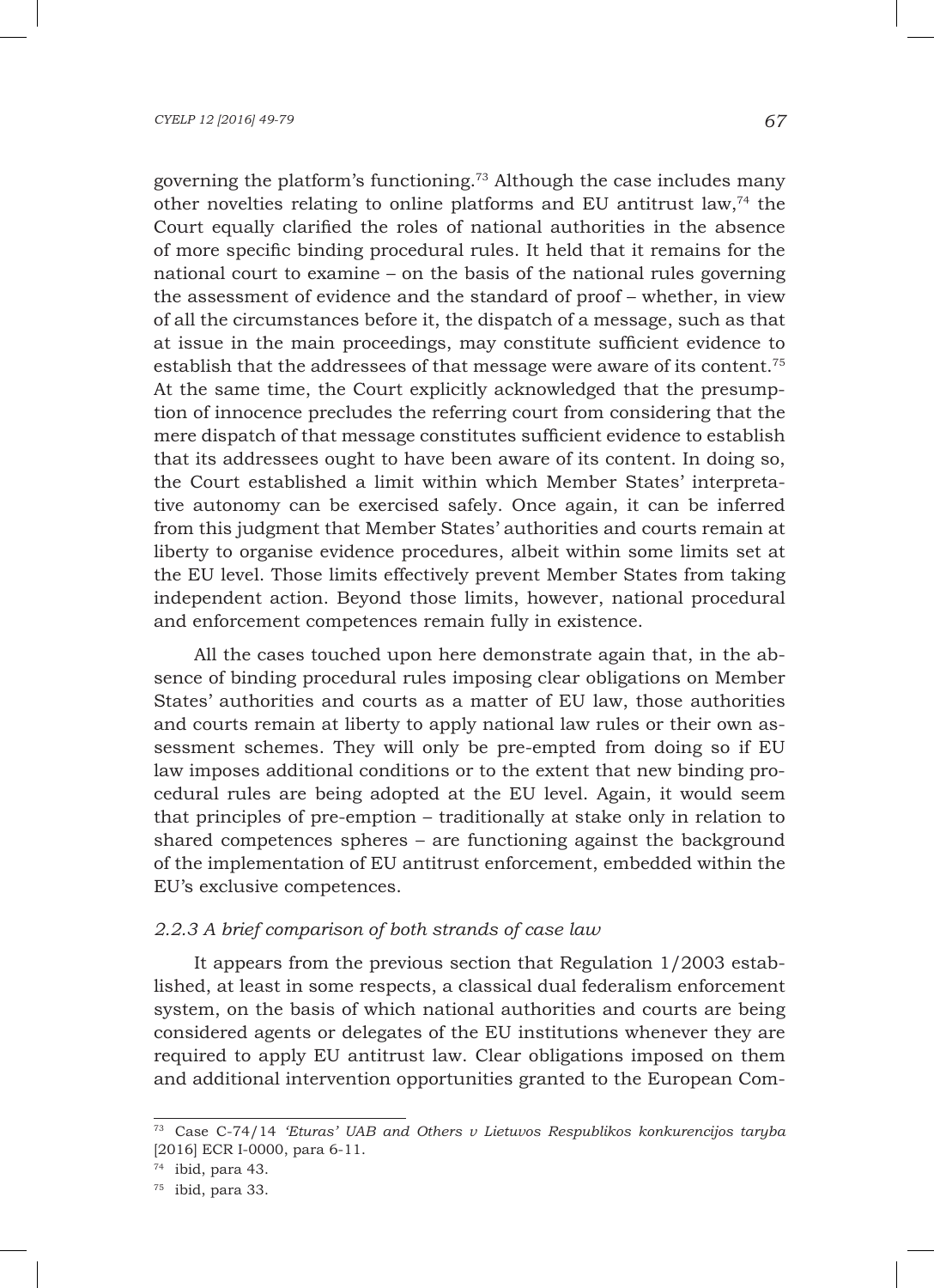governing the platform's functioning.[73] Although the case includes many other novelties relating to online platforms and EU antitrust law,[74] the Court equally clarified the roles of national authorities in the absence of more specific binding procedural rules. It held that it remains for the national court to examine – on the basis of the national rules governing the assessment of evidence and the standard of proof – whether, in view of all the circumstances before it, the dispatch of a message, such as that at issue in the main proceedings, may constitute sufficient evidence to establish that the addressees of that message were aware of its content.[75] At the same time, the Court explicitly acknowledged that the presumption of innocence precludes the referring court from considering that the mere dispatch of that message constitutes sufficient evidence to establish that its addressees ought to have been aware of its content. In doing so, the Court established a limit within which Member States' interpretative autonomy can be exercised safely. Once again, it can be inferred from this judgment that Member States' authorities and courts remain at liberty to organise evidence procedures, albeit within some limits set at the EU level. Those limits effectively prevent Member States from taking independent action. Beyond those limits, however, national procedural and enforcement competences remain fully in existence.

All the cases touched upon here demonstrate again that, in the absence of binding procedural rules imposing clear obligations on Member States' authorities and courts as a matter of EU law, those authorities and courts remain at liberty to apply national law rules or their own assessment schemes. They will only be pre-empted from doing so if EU law imposes additional conditions or to the extent that new binding procedural rules are being adopted at the EU level. Again, it would seem that principles of pre-emption – traditionally at stake only in relation to shared competences spheres – are functioning against the background of the implementation of EU antitrust enforcement, embedded within the EU's exclusive competences.

### *2.2.3 A brief comparison of both strands of case law*

It appears from the previous section that Regulation 1/2003 established, at least in some respects, a classical dual federalism enforcement system, on the basis of which national authorities and courts are being considered agents or delegates of the EU institutions whenever they are required to apply EU antitrust law. Clear obligations imposed on them and additional intervention opportunities granted to the European Com-

---

[73] Case C-74/14 *'Eturas' UAB and Others v Lietuvos Respublikos konkurencijos taryba* [2016] ECR I-0000, para 6-11.

[74] ibid, para 43.

[75] ibid, para 33.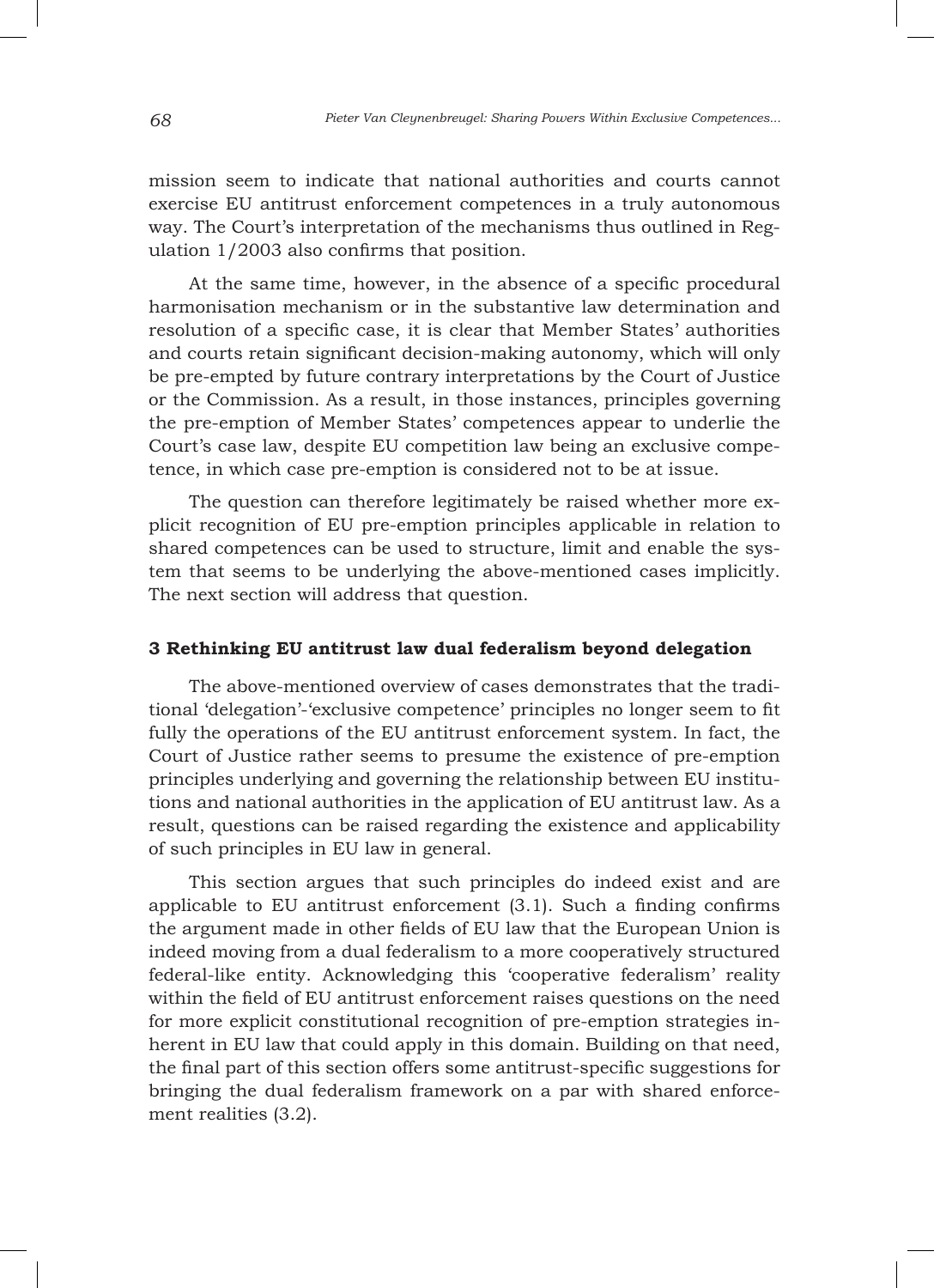mission seem to indicate that national authorities and courts cannot exercise EU antitrust enforcement competences in a truly autonomous way. The Court's interpretation of the mechanisms thus outlined in Regulation 1/2003 also confirms that position.

At the same time, however, in the absence of a specific procedural harmonisation mechanism or in the substantive law determination and resolution of a specific case, it is clear that Member States' authorities and courts retain significant decision-making autonomy, which will only be pre-empted by future contrary interpretations by the Court of Justice or the Commission. As a result, in those instances, principles governing the pre-emption of Member States' competences appear to underlie the Court's case law, despite EU competition law being an exclusive competence, in which case pre-emption is considered not to be at issue.

The question can therefore legitimately be raised whether more explicit recognition of EU pre-emption principles applicable in relation to shared competences can be used to structure, limit and enable the system that seems to be underlying the above-mentioned cases implicitly. The next section will address that question.

## 3 Rethinking EU antitrust law dual federalism beyond delegation

The above-mentioned overview of cases demonstrates that the traditional 'delegation'-'exclusive competence' principles no longer seem to fit fully the operations of the EU antitrust enforcement system. In fact, the Court of Justice rather seems to presume the existence of pre-emption principles underlying and governing the relationship between EU institutions and national authorities in the application of EU antitrust law. As a result, questions can be raised regarding the existence and applicability of such principles in EU law in general.

This section argues that such principles do indeed exist and are applicable to EU antitrust enforcement (3.1). Such a finding confirms the argument made in other fields of EU law that the European Union is indeed moving from a dual federalism to a more cooperatively structured federal-like entity. Acknowledging this 'cooperative federalism' reality within the field of EU antitrust enforcement raises questions on the need for more explicit constitutional recognition of pre-emption strategies inherent in EU law that could apply in this domain. Building on that need, the final part of this section offers some antitrust-specific suggestions for bringing the dual federalism framework on a par with shared enforcement realities (3.2).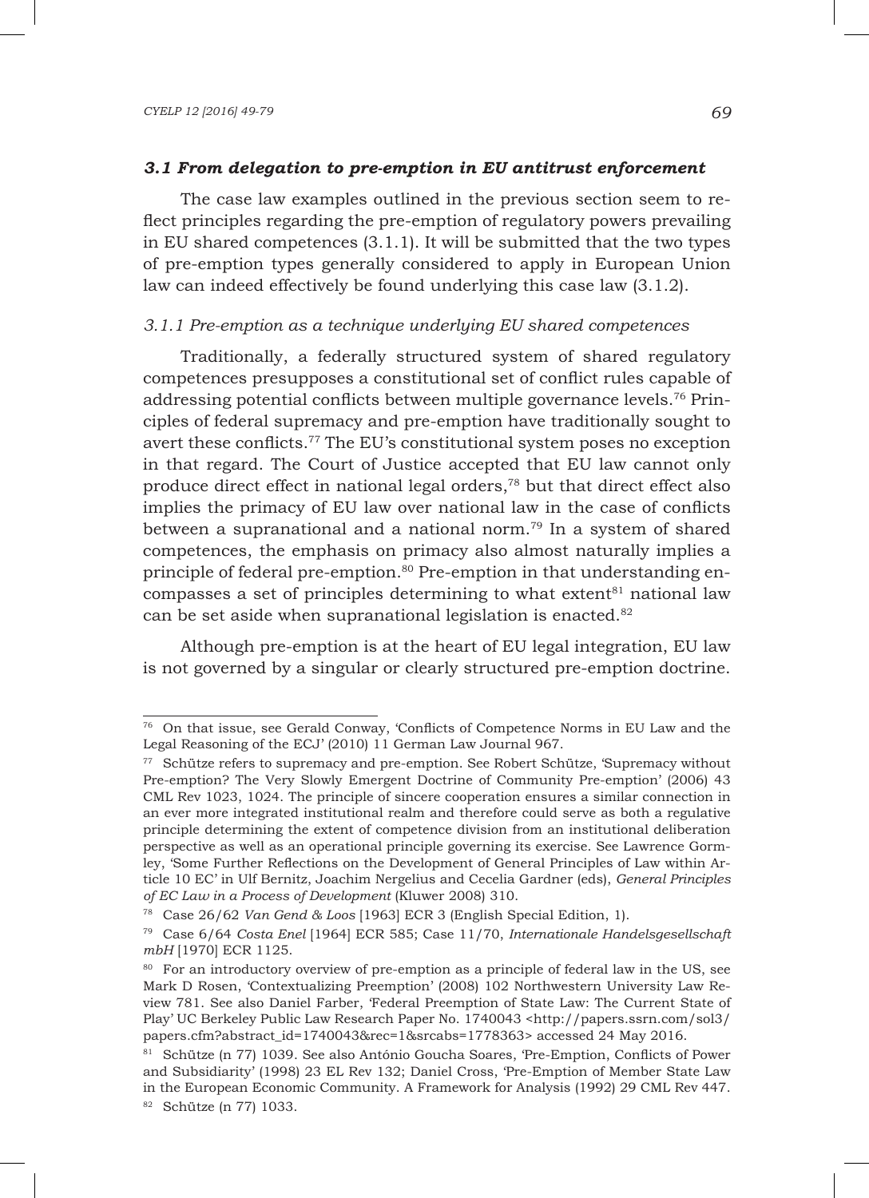### *3.1 From delegation to pre-emption in EU antitrust enforcement*

The case law examples outlined in the previous section seem to reflect principles regarding the pre-emption of regulatory powers prevailing in EU shared competences (3.1.1). It will be submitted that the two types of pre-emption types generally considered to apply in European Union law can indeed effectively be found underlying this case law (3.1.2).

#### *3.1.1 Pre-emption as a technique underlying EU shared competences*

Traditionally, a federally structured system of shared regulatory competences presupposes a constitutional set of conflict rules capable of addressing potential conflicts between multiple governance levels.[76] Principles of federal supremacy and pre-emption have traditionally sought to avert these conflicts.[77] The EU's constitutional system poses no exception in that regard. The Court of Justice accepted that EU law cannot only produce direct effect in national legal orders,[78] but that direct effect also implies the primacy of EU law over national law in the case of conflicts between a supranational and a national norm.[79] In a system of shared competences, the emphasis on primacy also almost naturally implies a principle of federal pre-emption.[80] Pre-emption in that understanding encompasses a set of principles determining to what extent[81] national law can be set aside when supranational legislation is enacted.[82]

Although pre-emption is at the heart of EU legal integration, EU law is not governed by a singular or clearly structured pre-emption doctrine.

---

[76] On that issue, see Gerald Conway, 'Conflicts of Competence Norms in EU Law and the Legal Reasoning of the ECJ' (2010) 11 German Law Journal 967.

[77] Schütze refers to supremacy and pre-emption. See Robert Schütze, 'Supremacy without Pre-emption? The Very Slowly Emergent Doctrine of Community Pre-emption' (2006) 43 CML Rev 1023, 1024. The principle of sincere cooperation ensures a similar connection in an ever more integrated institutional realm and therefore could serve as both a regulative principle determining the extent of competence division from an institutional deliberation perspective as well as an operational principle governing its exercise. See Lawrence Gormley, 'Some Further Reflections on the Development of General Principles of Law within Article 10 EC' in Ulf Bernitz, Joachim Nergelius and Cecelia Gardner (eds), *General Principles of EC Law in a Process of Development* (Kluwer 2008) 310.

[78] Case 26/62 *Van Gend & Loos* [1963] ECR 3 (English Special Edition, 1).

[79] Case 6/64 *Costa Enel* [1964] ECR 585; Case 11/70, *Internationale Handelsgesellschaft mbH* [1970] ECR 1125.

[80] For an introductory overview of pre-emption as a principle of federal law in the US, see Mark D Rosen, 'Contextualizing Preemption' (2008) 102 Northwestern University Law Review 781. See also Daniel Farber, 'Federal Preemption of State Law: The Current State of Play' UC Berkeley Public Law Research Paper No. 1740043 <http://papers.ssrn.com/sol3/papers.cfm?abstract_id=1740043&rec=1&srcabs=1778363> accessed 24 May 2016.

[81] Schütze (n 77) 1039. See also António Goucha Soares, 'Pre-Emption, Conflicts of Power and Subsidiarity' (1998) 23 EL Rev 132; Daniel Cross, 'Pre-Emption of Member State Law in the European Economic Community. A Framework for Analysis (1992) 29 CML Rev 447.

[82] Schütze (n 77) 1033.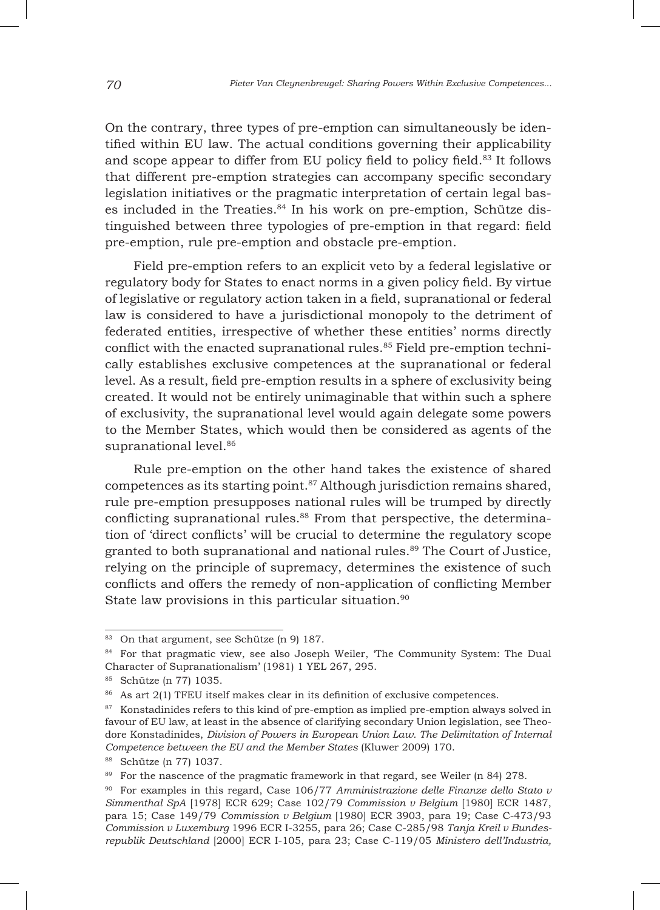On the contrary, three types of pre-emption can simultaneously be identified within EU law. The actual conditions governing their applicability and scope appear to differ from EU policy field to policy field.[83] It follows that different pre-emption strategies can accompany specific secondary legislation initiatives or the pragmatic interpretation of certain legal bases included in the Treaties.[84] In his work on pre-emption, Schütze distinguished between three typologies of pre-emption in that regard: field pre-emption, rule pre-emption and obstacle pre-emption.

Field pre-emption refers to an explicit veto by a federal legislative or regulatory body for States to enact norms in a given policy field. By virtue of legislative or regulatory action taken in a field, supranational or federal law is considered to have a jurisdictional monopoly to the detriment of federated entities, irrespective of whether these entities' norms directly conflict with the enacted supranational rules.[85] Field pre-emption technically establishes exclusive competences at the supranational or federal level. As a result, field pre-emption results in a sphere of exclusivity being created. It would not be entirely unimaginable that within such a sphere of exclusivity, the supranational level would again delegate some powers to the Member States, which would then be considered as agents of the supranational level.[86]

Rule pre-emption on the other hand takes the existence of shared competences as its starting point.[87] Although jurisdiction remains shared, rule pre-emption presupposes national rules will be trumped by directly conflicting supranational rules.[88] From that perspective, the determination of 'direct conflicts' will be crucial to determine the regulatory scope granted to both supranational and national rules.[89] The Court of Justice, relying on the principle of supremacy, determines the existence of such conflicts and offers the remedy of non-application of conflicting Member State law provisions in this particular situation.[90]

---

[83] On that argument, see Schütze (n 9) 187.

[84] For that pragmatic view, see also Joseph Weiler, 'The Community System: The Dual Character of Supranationalism' (1981) 1 YEL 267, 295.

[85] Schütze (n 77) 1035.

[86] As art 2(1) TFEU itself makes clear in its definition of exclusive competences.

[87] Konstadinides refers to this kind of pre-emption as implied pre-emption always solved in favour of EU law, at least in the absence of clarifying secondary Union legislation, see Theodore Konstadinides, *Division of Powers in European Union Law. The Delimitation of Internal Competence between the EU and the Member States* (Kluwer 2009) 170.

[88] Schütze (n 77) 1037.

[89] For the nascence of the pragmatic framework in that regard, see Weiler (n 84) 278.

[90] For examples in this regard, Case 106/77 *Amministrazione delle Finanze dello Stato v Simmenthal SpA* [1978] ECR 629; Case 102/79 *Commission v Belgium* [1980] ECR 1487, para 15; Case 149/79 *Commission v Belgium* [1980] ECR 3903, para 19; Case C-473/93 *Commission v Luxemburg* 1996 ECR I-3255, para 26; Case C-285/98 *Tanja Kreil v Bundesrepublik Deutschland* [2000] ECR I-105, para 23; Case C-119/05 *Ministero dell'Industria,*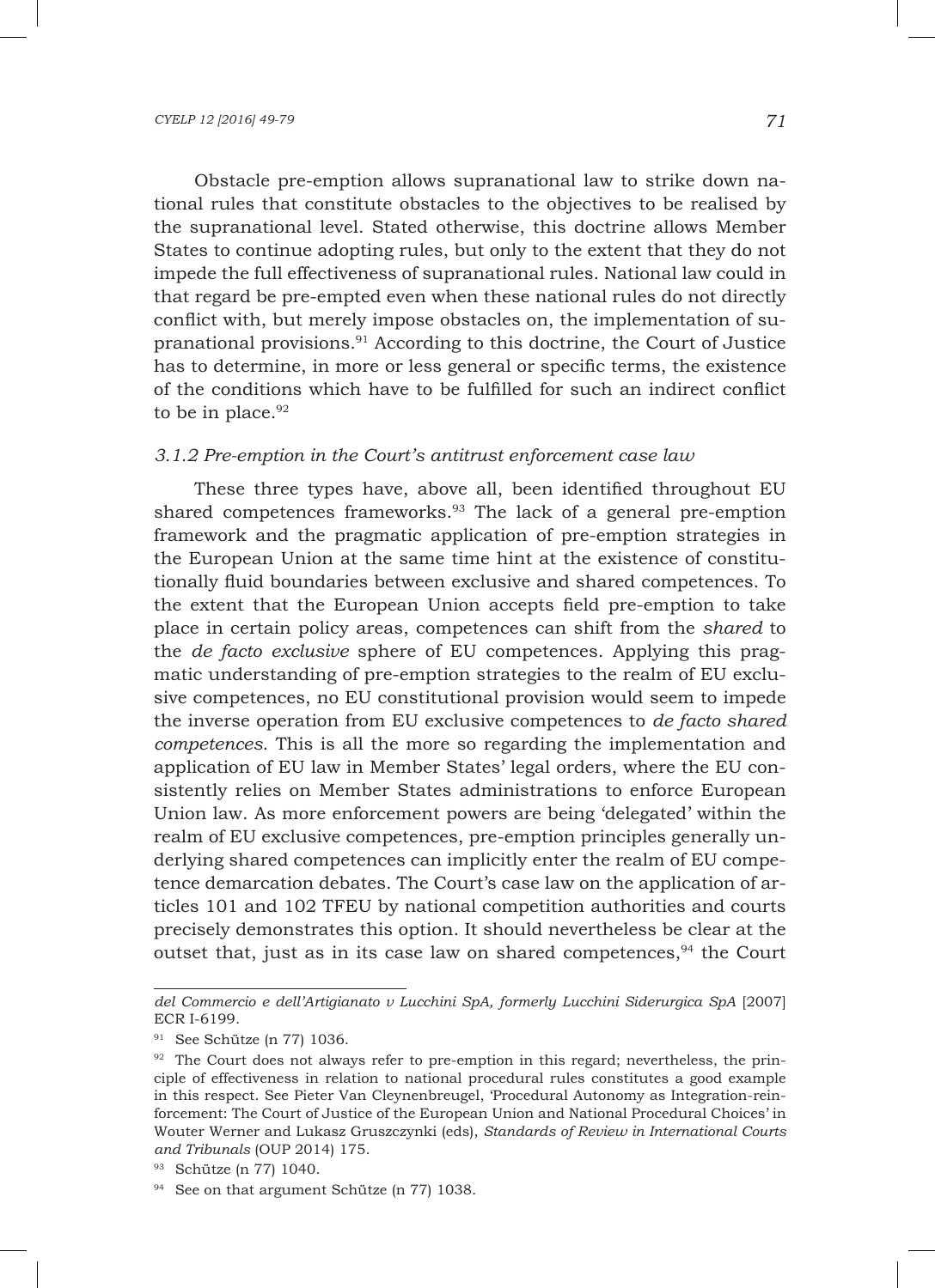Obstacle pre-emption allows supranational law to strike down national rules that constitute obstacles to the objectives to be realised by the supranational level. Stated otherwise, this doctrine allows Member States to continue adopting rules, but only to the extent that they do not impede the full effectiveness of supranational rules. National law could in that regard be pre-empted even when these national rules do not directly conflict with, but merely impose obstacles on, the implementation of supranational provisions.[91] According to this doctrine, the Court of Justice has to determine, in more or less general or specific terms, the existence of the conditions which have to be fulfilled for such an indirect conflict to be in place.[92]

### *3.1.2 Pre-emption in the Court's antitrust enforcement case law*

These three types have, above all, been identified throughout EU shared competences frameworks.[93] The lack of a general pre-emption framework and the pragmatic application of pre-emption strategies in the European Union at the same time hint at the existence of constitutionally fluid boundaries between exclusive and shared competences. To the extent that the European Union accepts field pre-emption to take place in certain policy areas, competences can shift from the *shared* to the *de facto exclusive* sphere of EU competences. Applying this pragmatic understanding of pre-emption strategies to the realm of EU exclusive competences, no EU constitutional provision would seem to impede the inverse operation from EU exclusive competences to *de facto shared competences*. This is all the more so regarding the implementation and application of EU law in Member States' legal orders, where the EU consistently relies on Member States administrations to enforce European Union law. As more enforcement powers are being 'delegated' within the realm of EU exclusive competences, pre-emption principles generally underlying shared competences can implicitly enter the realm of EU competence demarcation debates. The Court's case law on the application of articles 101 and 102 TFEU by national competition authorities and courts precisely demonstrates this option. It should nevertheless be clear at the outset that, just as in its case law on shared competences,[94] the Court

---

*del Commercio e dell'Artigianato v Lucchini SpA, formerly Lucchini Siderurgica SpA* [2007] ECR I-6199.

[91] See Schütze (n 77) 1036.

[92] The Court does not always refer to pre-emption in this regard; nevertheless, the principle of effectiveness in relation to national procedural rules constitutes a good example in this respect. See Pieter Van Cleynenbreugel, 'Procedural Autonomy as Integration-reinforcement: The Court of Justice of the European Union and National Procedural Choices' in Wouter Werner and Lukasz Gruszczynki (eds), *Standards of Review in International Courts and Tribunals* (OUP 2014) 175.

[93] Schütze (n 77) 1040.

[94] See on that argument Schütze (n 77) 1038.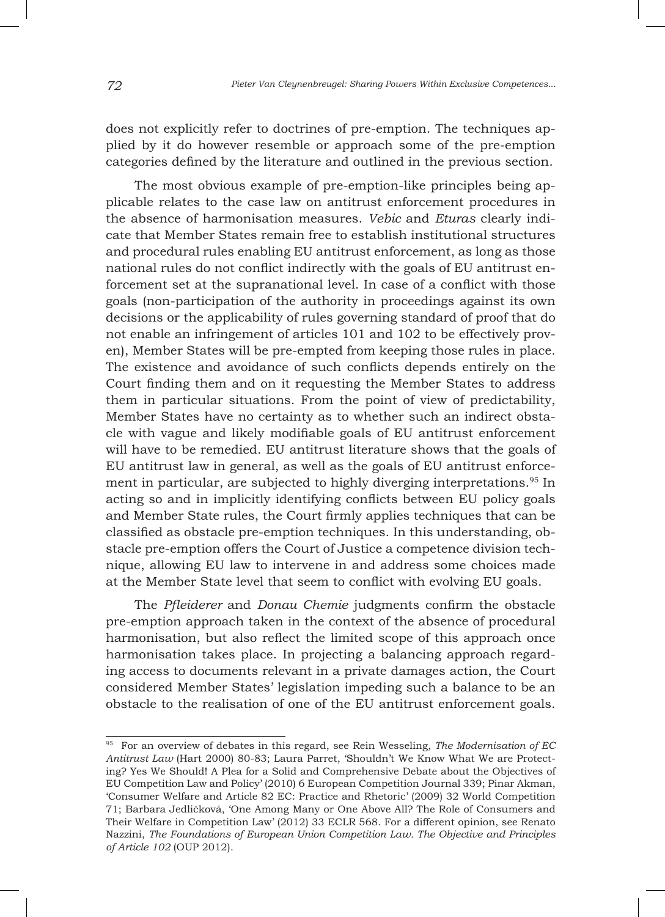does not explicitly refer to doctrines of pre-emption. The techniques applied by it do however resemble or approach some of the pre-emption categories defined by the literature and outlined in the previous section.

The most obvious example of pre-emption-like principles being applicable relates to the case law on antitrust enforcement procedures in the absence of harmonisation measures. *Vebic* and *Eturas* clearly indicate that Member States remain free to establish institutional structures and procedural rules enabling EU antitrust enforcement, as long as those national rules do not conflict indirectly with the goals of EU antitrust enforcement set at the supranational level. In case of a conflict with those goals (non-participation of the authority in proceedings against its own decisions or the applicability of rules governing standard of proof that do not enable an infringement of articles 101 and 102 to be effectively proven), Member States will be pre-empted from keeping those rules in place. The existence and avoidance of such conflicts depends entirely on the Court finding them and on it requesting the Member States to address them in particular situations. From the point of view of predictability, Member States have no certainty as to whether such an indirect obstacle with vague and likely modifiable goals of EU antitrust enforcement will have to be remedied. EU antitrust literature shows that the goals of EU antitrust law in general, as well as the goals of EU antitrust enforcement in particular, are subjected to highly diverging interpretations.[95] In acting so and in implicitly identifying conflicts between EU policy goals and Member State rules, the Court firmly applies techniques that can be classified as obstacle pre-emption techniques. In this understanding, obstacle pre-emption offers the Court of Justice a competence division technique, allowing EU law to intervene in and address some choices made at the Member State level that seem to conflict with evolving EU goals.

The *Pfleiderer* and *Donau Chemie* judgments confirm the obstacle pre-emption approach taken in the context of the absence of procedural harmonisation, but also reflect the limited scope of this approach once harmonisation takes place. In projecting a balancing approach regarding access to documents relevant in a private damages action, the Court considered Member States' legislation impeding such a balance to be an obstacle to the realisation of one of the EU antitrust enforcement goals.

---

[95] For an overview of debates in this regard, see Rein Wesseling, *The Modernisation of EC Antitrust Law* (Hart 2000) 80-83; Laura Parret, 'Shouldn't We Know What We are Protecting? Yes We Should! A Plea for a Solid and Comprehensive Debate about the Objectives of EU Competition Law and Policy' (2010) 6 European Competition Journal 339; Pinar Akman, 'Consumer Welfare and Article 82 EC: Practice and Rhetoric' (2009) 32 World Competition 71; Barbara Jedličková, 'One Among Many or One Above All? The Role of Consumers and Their Welfare in Competition Law' (2012) 33 ECLR 568. For a different opinion, see Renato Nazzini, *The Foundations of European Union Competition Law. The Objective and Principles of Article 102* (OUP 2012).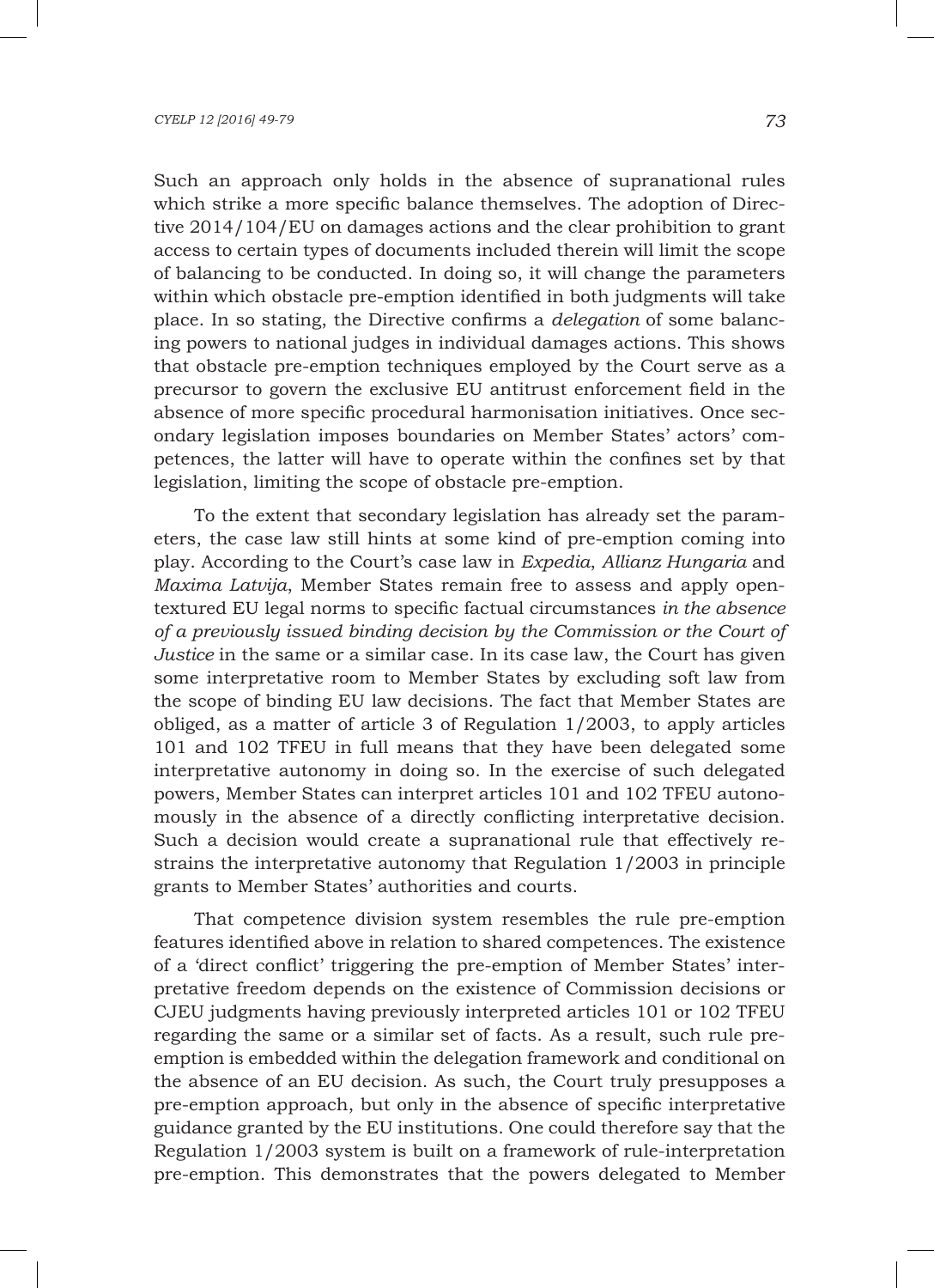Such an approach only holds in the absence of supranational rules which strike a more specific balance themselves. The adoption of Directive 2014/104/EU on damages actions and the clear prohibition to grant access to certain types of documents included therein will limit the scope of balancing to be conducted. In doing so, it will change the parameters within which obstacle pre-emption identified in both judgments will take place. In so stating, the Directive confirms a *delegation* of some balancing powers to national judges in individual damages actions. This shows that obstacle pre-emption techniques employed by the Court serve as a precursor to govern the exclusive EU antitrust enforcement field in the absence of more specific procedural harmonisation initiatives. Once secondary legislation imposes boundaries on Member States' actors' competences, the latter will have to operate within the confines set by that legislation, limiting the scope of obstacle pre-emption.

To the extent that secondary legislation has already set the parameters, the case law still hints at some kind of pre-emption coming into play. According to the Court's case law in *Expedia*, *Allianz Hungaria* and *Maxima Latvija*, Member States remain free to assess and apply open-textured EU legal norms to specific factual circumstances *in the absence of a previously issued binding decision by the Commission or the Court of Justice* in the same or a similar case. In its case law, the Court has given some interpretative room to Member States by excluding soft law from the scope of binding EU law decisions. The fact that Member States are obliged, as a matter of article 3 of Regulation 1/2003, to apply articles 101 and 102 TFEU in full means that they have been delegated some interpretative autonomy in doing so. In the exercise of such delegated powers, Member States can interpret articles 101 and 102 TFEU autonomously in the absence of a directly conflicting interpretative decision. Such a decision would create a supranational rule that effectively restrains the interpretative autonomy that Regulation 1/2003 in principle grants to Member States' authorities and courts.

That competence division system resembles the rule pre-emption features identified above in relation to shared competences. The existence of a 'direct conflict' triggering the pre-emption of Member States' interpretative freedom depends on the existence of Commission decisions or CJEU judgments having previously interpreted articles 101 or 102 TFEU regarding the same or a similar set of facts. As a result, such rule pre-emption is embedded within the delegation framework and conditional on the absence of an EU decision. As such, the Court truly presupposes a pre-emption approach, but only in the absence of specific interpretative guidance granted by the EU institutions. One could therefore say that the Regulation 1/2003 system is built on a framework of rule-interpretation pre-emption. This demonstrates that the powers delegated to Member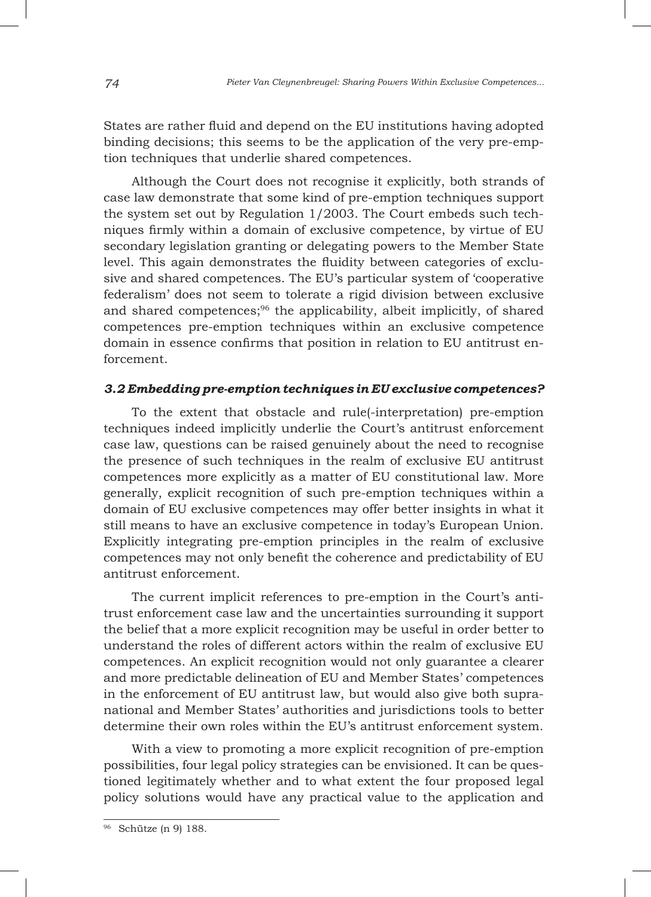States are rather fluid and depend on the EU institutions having adopted binding decisions; this seems to be the application of the very pre-emption techniques that underlie shared competences.

Although the Court does not recognise it explicitly, both strands of case law demonstrate that some kind of pre-emption techniques support the system set out by Regulation 1/2003. The Court embeds such techniques firmly within a domain of exclusive competence, by virtue of EU secondary legislation granting or delegating powers to the Member State level. This again demonstrates the fluidity between categories of exclusive and shared competences. The EU's particular system of 'cooperative federalism' does not seem to tolerate a rigid division between exclusive and shared competences;[96] the applicability, albeit implicitly, of shared competences pre-emption techniques within an exclusive competence domain in essence confirms that position in relation to EU antitrust enforcement.

### *3.2 Embedding pre-emption techniques in EU exclusive competences?*

To the extent that obstacle and rule(-interpretation) pre-emption techniques indeed implicitly underlie the Court's antitrust enforcement case law, questions can be raised genuinely about the need to recognise the presence of such techniques in the realm of exclusive EU antitrust competences more explicitly as a matter of EU constitutional law. More generally, explicit recognition of such pre-emption techniques within a domain of EU exclusive competences may offer better insights in what it still means to have an exclusive competence in today's European Union. Explicitly integrating pre-emption principles in the realm of exclusive competences may not only benefit the coherence and predictability of EU antitrust enforcement.

The current implicit references to pre-emption in the Court's antitrust enforcement case law and the uncertainties surrounding it support the belief that a more explicit recognition may be useful in order better to understand the roles of different actors within the realm of exclusive EU competences. An explicit recognition would not only guarantee a clearer and more predictable delineation of EU and Member States' competences in the enforcement of EU antitrust law, but would also give both supranational and Member States' authorities and jurisdictions tools to better determine their own roles within the EU's antitrust enforcement system.

With a view to promoting a more explicit recognition of pre-emption possibilities, four legal policy strategies can be envisioned. It can be questioned legitimately whether and to what extent the four proposed legal policy solutions would have any practical value to the application and

[96] Schütze (n 9) 188.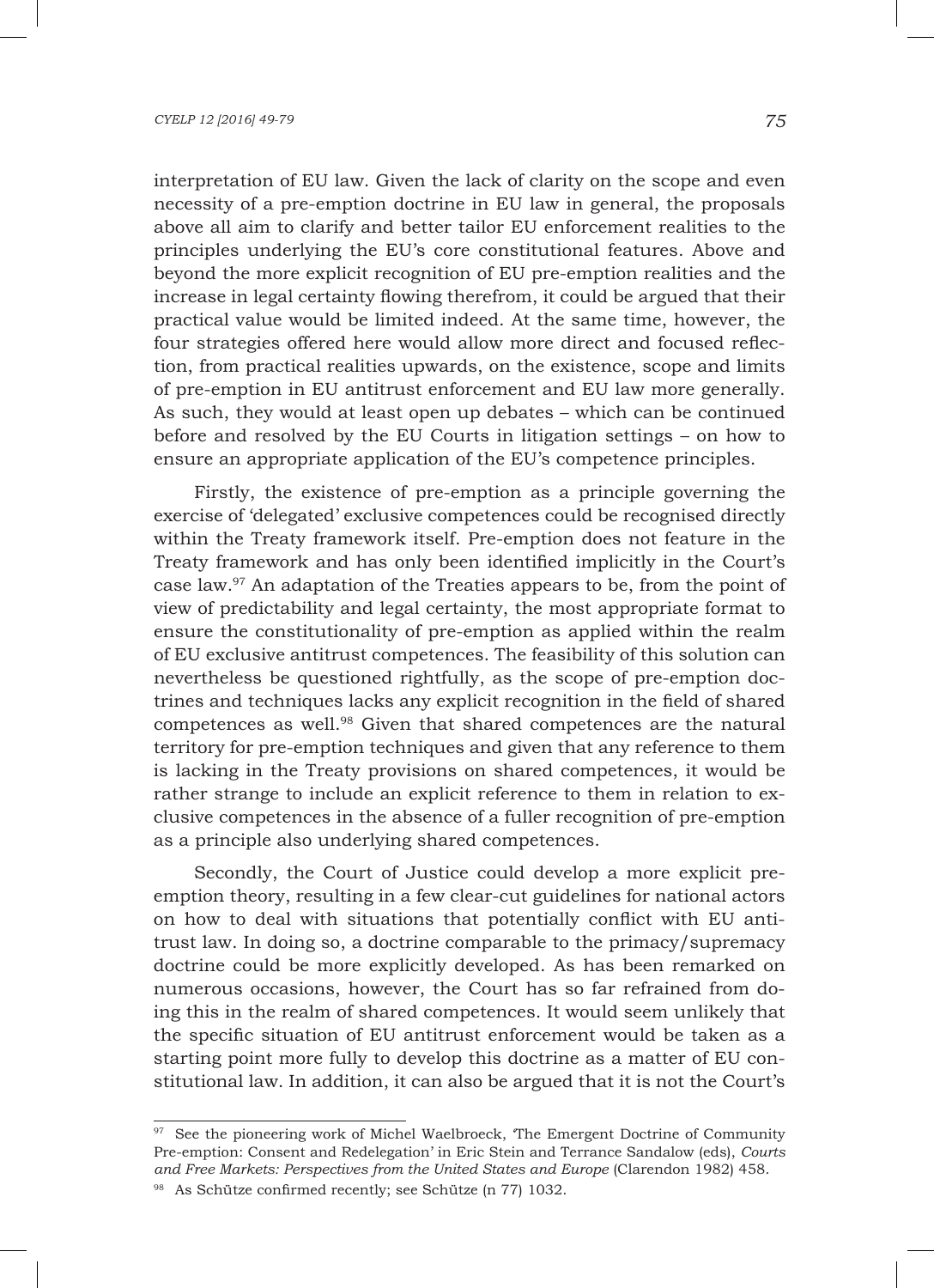interpretation of EU law. Given the lack of clarity on the scope and even necessity of a pre-emption doctrine in EU law in general, the proposals above all aim to clarify and better tailor EU enforcement realities to the principles underlying the EU's core constitutional features. Above and beyond the more explicit recognition of EU pre-emption realities and the increase in legal certainty flowing therefrom, it could be argued that their practical value would be limited indeed. At the same time, however, the four strategies offered here would allow more direct and focused reflection, from practical realities upwards, on the existence, scope and limits of pre-emption in EU antitrust enforcement and EU law more generally. As such, they would at least open up debates – which can be continued before and resolved by the EU Courts in litigation settings – on how to ensure an appropriate application of the EU's competence principles.

Firstly, the existence of pre-emption as a principle governing the exercise of 'delegated' exclusive competences could be recognised directly within the Treaty framework itself. Pre-emption does not feature in the Treaty framework and has only been identified implicitly in the Court's case law.[97] An adaptation of the Treaties appears to be, from the point of view of predictability and legal certainty, the most appropriate format to ensure the constitutionality of pre-emption as applied within the realm of EU exclusive antitrust competences. The feasibility of this solution can nevertheless be questioned rightfully, as the scope of pre-emption doctrines and techniques lacks any explicit recognition in the field of shared competences as well.[98] Given that shared competences are the natural territory for pre-emption techniques and given that any reference to them is lacking in the Treaty provisions on shared competences, it would be rather strange to include an explicit reference to them in relation to exclusive competences in the absence of a fuller recognition of pre-emption as a principle also underlying shared competences.

Secondly, the Court of Justice could develop a more explicit pre-emption theory, resulting in a few clear-cut guidelines for national actors on how to deal with situations that potentially conflict with EU antitrust law. In doing so, a doctrine comparable to the primacy/supremacy doctrine could be more explicitly developed. As has been remarked on numerous occasions, however, the Court has so far refrained from doing this in the realm of shared competences. It would seem unlikely that the specific situation of EU antitrust enforcement would be taken as a starting point more fully to develop this doctrine as a matter of EU constitutional law. In addition, it can also be argued that it is not the Court's

---

[97] See the pioneering work of Michel Waelbroeck, 'The Emergent Doctrine of Community Pre-emption: Consent and Redelegation' in Eric Stein and Terrance Sandalow (eds), *Courts and Free Markets: Perspectives from the United States and Europe* (Clarendon 1982) 458.

[98] As Schütze confirmed recently; see Schütze (n 77) 1032.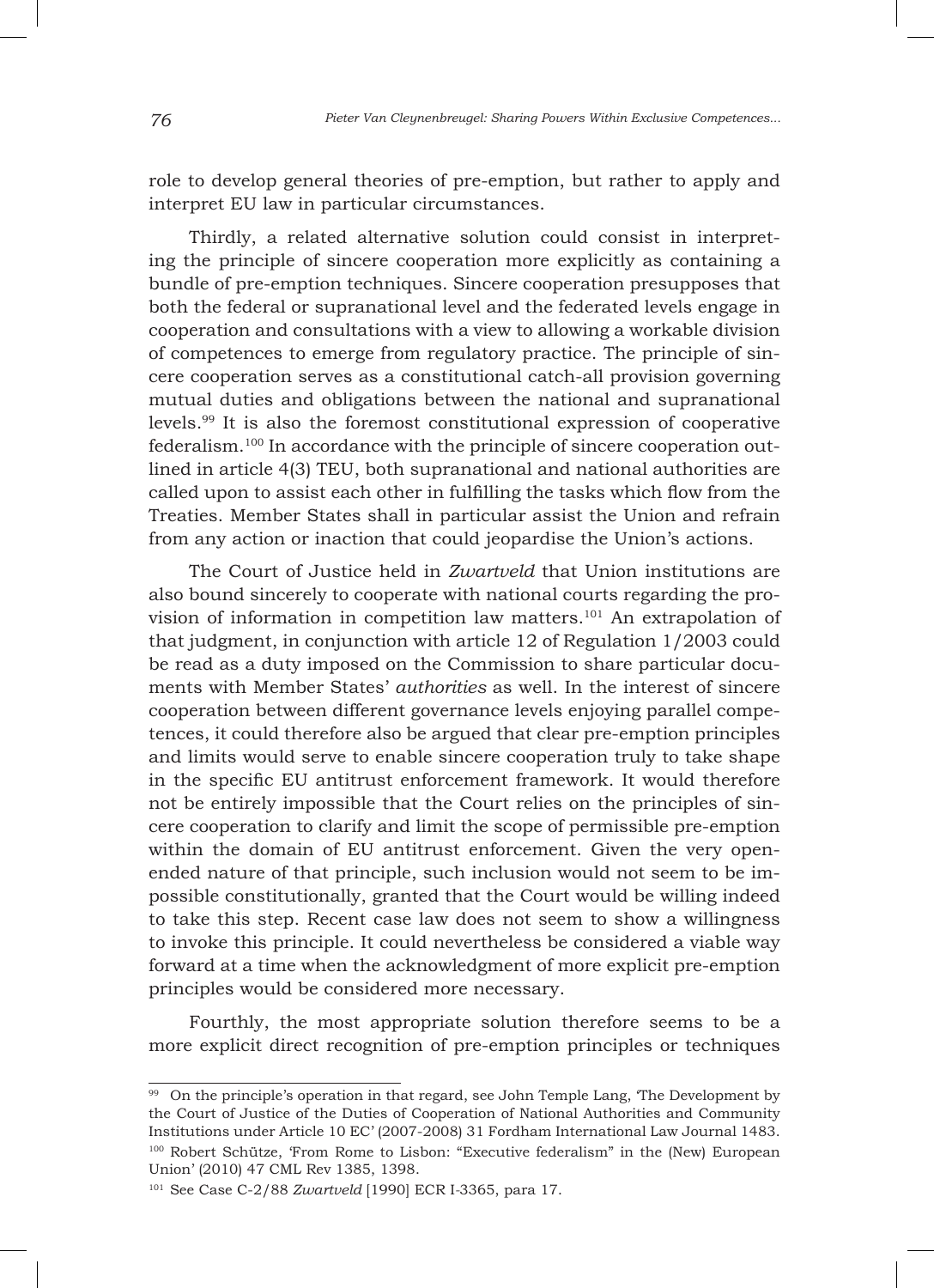role to develop general theories of pre-emption, but rather to apply and interpret EU law in particular circumstances.

Thirdly, a related alternative solution could consist in interpreting the principle of sincere cooperation more explicitly as containing a bundle of pre-emption techniques. Sincere cooperation presupposes that both the federal or supranational level and the federated levels engage in cooperation and consultations with a view to allowing a workable division of competences to emerge from regulatory practice. The principle of sincere cooperation serves as a constitutional catch-all provision governing mutual duties and obligations between the national and supranational levels.[99] It is also the foremost constitutional expression of cooperative federalism.[100] In accordance with the principle of sincere cooperation outlined in article 4(3) TEU, both supranational and national authorities are called upon to assist each other in fulfilling the tasks which flow from the Treaties. Member States shall in particular assist the Union and refrain from any action or inaction that could jeopardise the Union's actions.

The Court of Justice held in *Zwartveld* that Union institutions are also bound sincerely to cooperate with national courts regarding the provision of information in competition law matters.[101] An extrapolation of that judgment, in conjunction with article 12 of Regulation 1/2003 could be read as a duty imposed on the Commission to share particular documents with Member States' *authorities* as well. In the interest of sincere cooperation between different governance levels enjoying parallel competences, it could therefore also be argued that clear pre-emption principles and limits would serve to enable sincere cooperation truly to take shape in the specific EU antitrust enforcement framework. It would therefore not be entirely impossible that the Court relies on the principles of sincere cooperation to clarify and limit the scope of permissible pre-emption within the domain of EU antitrust enforcement. Given the very open-ended nature of that principle, such inclusion would not seem to be impossible constitutionally, granted that the Court would be willing indeed to take this step. Recent case law does not seem to show a willingness to invoke this principle. It could nevertheless be considered a viable way forward at a time when the acknowledgment of more explicit pre-emption principles would be considered more necessary.

Fourthly, the most appropriate solution therefore seems to be a more explicit direct recognition of pre-emption principles or techniques

---

[99] On the principle's operation in that regard, see John Temple Lang, 'The Development by the Court of Justice of the Duties of Cooperation of National Authorities and Community Institutions under Article 10 EC' (2007-2008) 31 Fordham International Law Journal 1483.

[100] Robert Schütze, 'From Rome to Lisbon: "Executive federalism" in the (New) European Union' (2010) 47 CML Rev 1385, 1398.

[101] See Case C-2/88 *Zwartveld* [1990] ECR I-3365, para 17.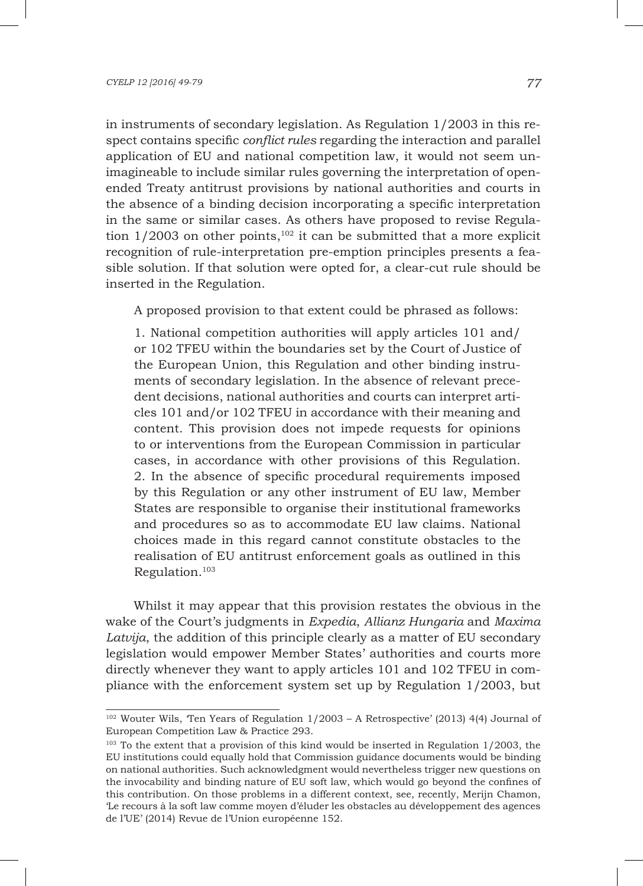in instruments of secondary legislation. As Regulation 1/2003 in this respect contains specific *conflict rules* regarding the interaction and parallel application of EU and national competition law, it would not seem unimagineable to include similar rules governing the interpretation of open-ended Treaty antitrust provisions by national authorities and courts in the absence of a binding decision incorporating a specific interpretation in the same or similar cases. As others have proposed to revise Regulation 1/2003 on other points,[102] it can be submitted that a more explicit recognition of rule-interpretation pre-emption principles presents a feasible solution. If that solution were opted for, a clear-cut rule should be inserted in the Regulation.

A proposed provision to that extent could be phrased as follows:

> 1. National competition authorities will apply articles 101 and/or 102 TFEU within the boundaries set by the Court of Justice of the European Union, this Regulation and other binding instruments of secondary legislation. In the absence of relevant precedent decisions, national authorities and courts can interpret articles 101 and/or 102 TFEU in accordance with their meaning and content. This provision does not impede requests for opinions to or interventions from the European Commission in particular cases, in accordance with other provisions of this Regulation.
> 2. In the absence of specific procedural requirements imposed by this Regulation or any other instrument of EU law, Member States are responsible to organise their institutional frameworks and procedures so as to accommodate EU law claims. National choices made in this regard cannot constitute obstacles to the realisation of EU antitrust enforcement goals as outlined in this Regulation.[103]

Whilst it may appear that this provision restates the obvious in the wake of the Court's judgments in *Expedia*, *Allianz Hungaria* and *Maxima Latvija*, the addition of this principle clearly as a matter of EU secondary legislation would empower Member States' authorities and courts more directly whenever they want to apply articles 101 and 102 TFEU in compliance with the enforcement system set up by Regulation 1/2003, but

---

[102] Wouter Wils, 'Ten Years of Regulation 1/2003 – A Retrospective' (2013) 4(4) Journal of European Competition Law & Practice 293.

[103] To the extent that a provision of this kind would be inserted in Regulation 1/2003, the EU institutions could equally hold that Commission guidance documents would be binding on national authorities. Such acknowledgment would nevertheless trigger new questions on the invocability and binding nature of EU soft law, which would go beyond the confines of this contribution. On those problems in a different context, see, recently, Merijn Chamon, 'Le recours à la soft law comme moyen d'éluder les obstacles au développement des agences de l'UE' (2014) Revue de l'Union européenne 152.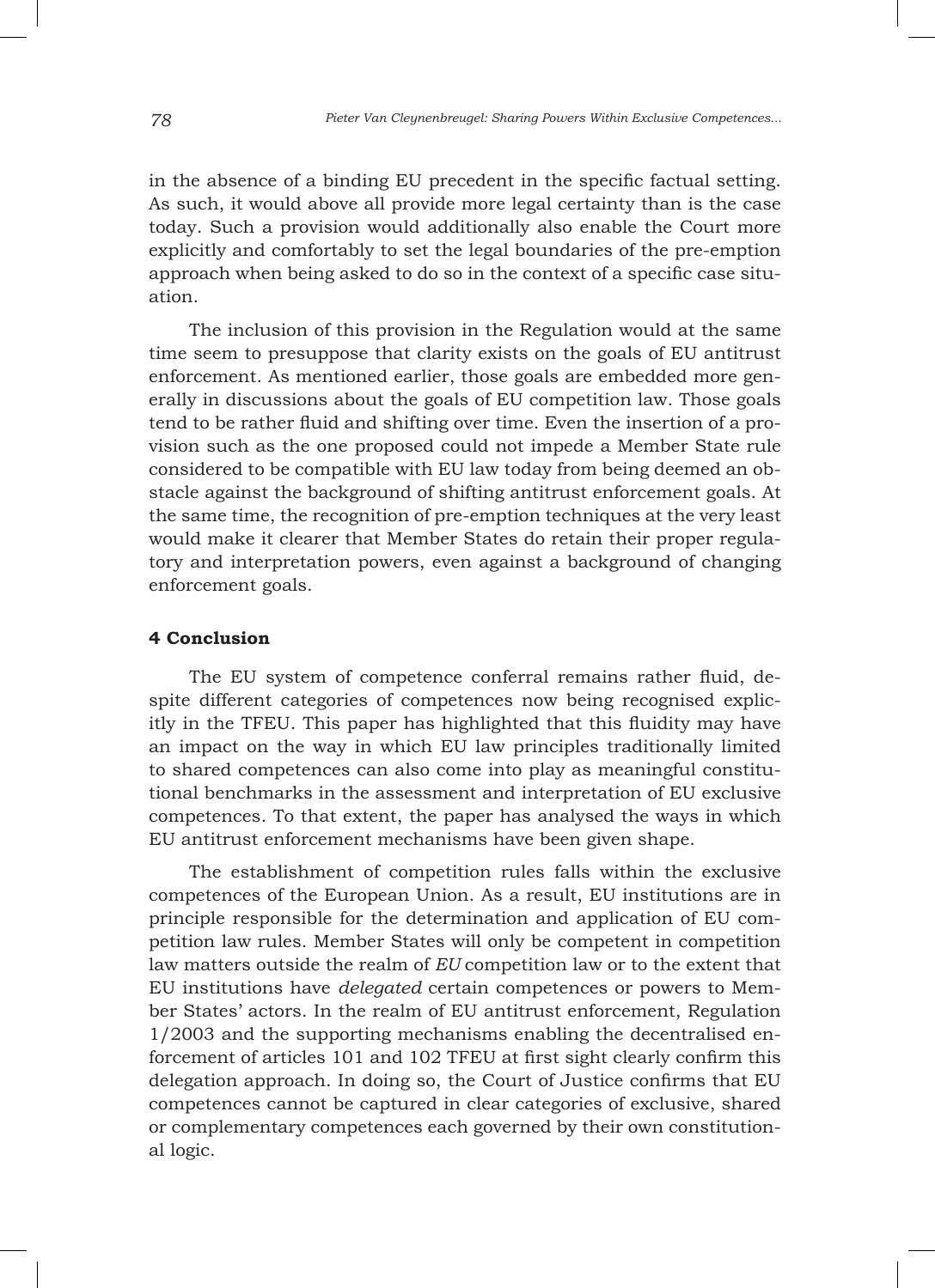in the absence of a binding EU precedent in the specific factual setting. As such, it would above all provide more legal certainty than is the case today. Such a provision would additionally also enable the Court more explicitly and comfortably to set the legal boundaries of the pre-emption approach when being asked to do so in the context of a specific case situation.

The inclusion of this provision in the Regulation would at the same time seem to presuppose that clarity exists on the goals of EU antitrust enforcement. As mentioned earlier, those goals are embedded more generally in discussions about the goals of EU competition law. Those goals tend to be rather fluid and shifting over time. Even the insertion of a provision such as the one proposed could not impede a Member State rule considered to be compatible with EU law today from being deemed an obstacle against the background of shifting antitrust enforcement goals. At the same time, the recognition of pre-emption techniques at the very least would make it clearer that Member States do retain their proper regulatory and interpretation powers, even against a background of changing enforcement goals.

## 4 Conclusion

The EU system of competence conferral remains rather fluid, despite different categories of competences now being recognised explicitly in the TFEU. This paper has highlighted that this fluidity may have an impact on the way in which EU law principles traditionally limited to shared competences can also come into play as meaningful constitutional benchmarks in the assessment and interpretation of EU exclusive competences. To that extent, the paper has analysed the ways in which EU antitrust enforcement mechanisms have been given shape.

The establishment of competition rules falls within the exclusive competences of the European Union. As a result, EU institutions are in principle responsible for the determination and application of EU competition law rules. Member States will only be competent in competition law matters outside the realm of *EU* competition law or to the extent that EU institutions have *delegated* certain competences or powers to Member States' actors. In the realm of EU antitrust enforcement, Regulation 1/2003 and the supporting mechanisms enabling the decentralised enforcement of articles 101 and 102 TFEU at first sight clearly confirm this delegation approach. In doing so, the Court of Justice confirms that EU competences cannot be captured in clear categories of exclusive, shared or complementary competences each governed by their own constitutional logic.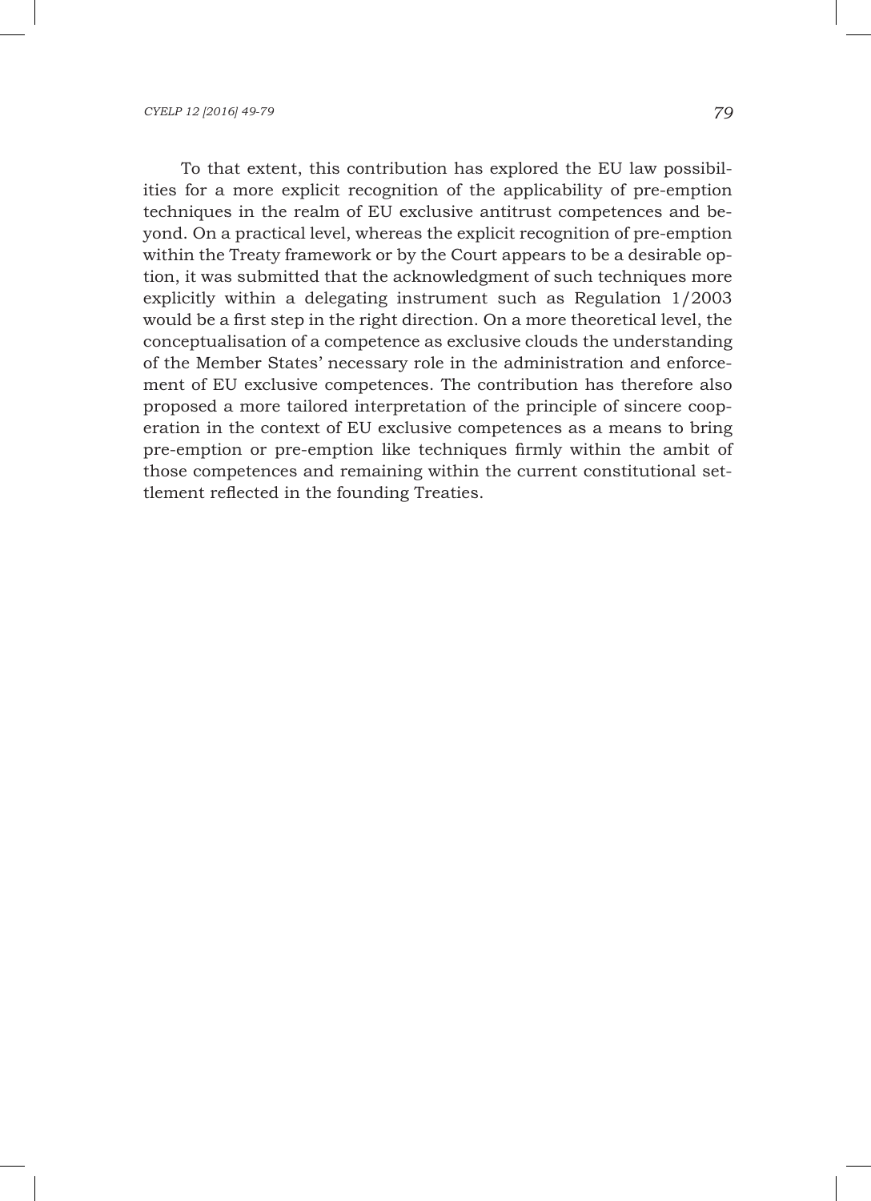To that extent, this contribution has explored the EU law possibilities for a more explicit recognition of the applicability of pre-emption techniques in the realm of EU exclusive antitrust competences and beyond. On a practical level, whereas the explicit recognition of pre-emption within the Treaty framework or by the Court appears to be a desirable option, it was submitted that the acknowledgment of such techniques more explicitly within a delegating instrument such as Regulation 1/2003 would be a first step in the right direction. On a more theoretical level, the conceptualisation of a competence as exclusive clouds the understanding of the Member States' necessary role in the administration and enforcement of EU exclusive competences. The contribution has therefore also proposed a more tailored interpretation of the principle of sincere cooperation in the context of EU exclusive competences as a means to bring pre-emption or pre-emption like techniques firmly within the ambit of those competences and remaining within the current constitutional settlement reflected in the founding Treaties.